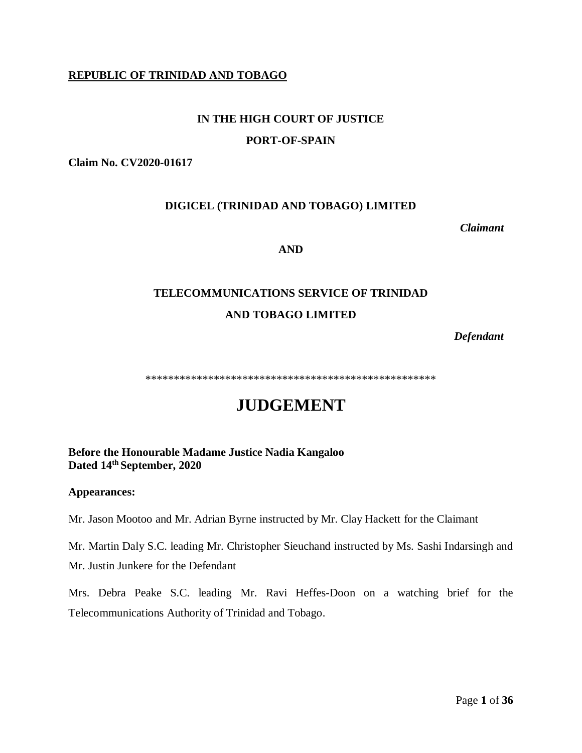**REPUBLIC OF TRINIDAD AND TOBAGO**

**IN THE HIGH COURT OF JUSTICE**

**PORT-OF-SPAIN**

**Claim No. CV2020-01617**

**DIGICEL (TRINIDAD AND TOBAGO) LIMITED**

***Claimant***

**AND**

**TELECOMMUNICATIONS SERVICE OF TRINIDAD AND TOBAGO LIMITED**

***Defendant***

****************************************************

# JUDGEMENT

**Before the Honourable Madame Justice Nadia Kangaloo**
**Dated 14th September, 2020**

**Appearances:**

Mr. Jason Mootoo and Mr. Adrian Byrne instructed by Mr. Clay Hackett for the Claimant

Mr. Martin Daly S.C. leading Mr. Christopher Sieuchand instructed by Ms. Sashi Indarsingh and Mr. Justin Junkere for the Defendant

Mrs. Debra Peake S.C. leading Mr. Ravi Heffes-Doon on a watching brief for the Telecommunications Authority of Trinidad and Tobago.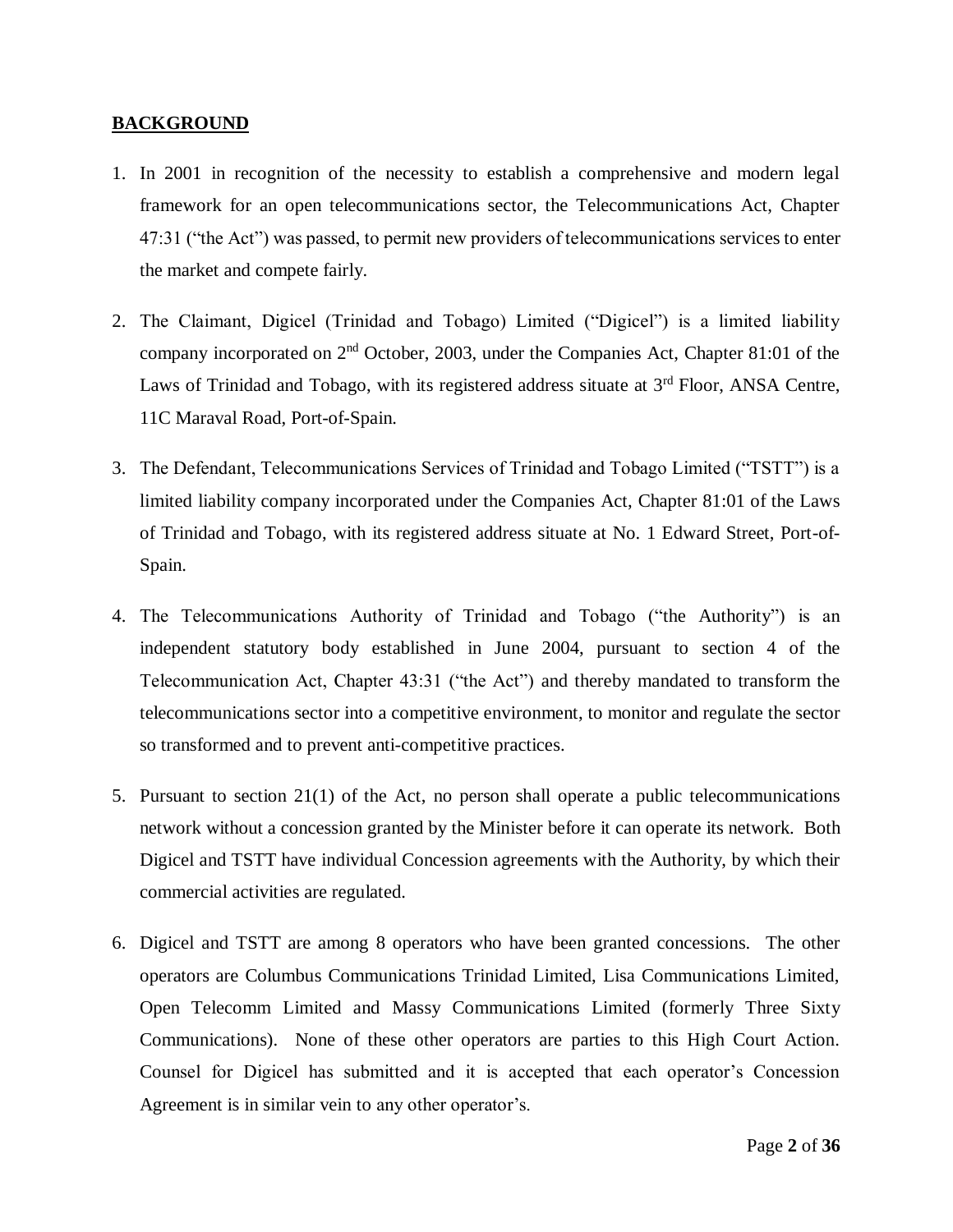## BACKGROUND

1. In 2001 in recognition of the necessity to establish a comprehensive and modern legal framework for an open telecommunications sector, the Telecommunications Act, Chapter 47:31 ("the Act") was passed, to permit new providers of telecommunications services to enter the market and compete fairly.

2. The Claimant, Digicel (Trinidad and Tobago) Limited ("Digicel") is a limited liability company incorporated on 2nd October, 2003, under the Companies Act, Chapter 81:01 of the Laws of Trinidad and Tobago, with its registered address situate at 3rd Floor, ANSA Centre, 11C Maraval Road, Port-of-Spain.

3. The Defendant, Telecommunications Services of Trinidad and Tobago Limited ("TSTT") is a limited liability company incorporated under the Companies Act, Chapter 81:01 of the Laws of Trinidad and Tobago, with its registered address situate at No. 1 Edward Street, Port-of-Spain.

4. The Telecommunications Authority of Trinidad and Tobago ("the Authority") is an independent statutory body established in June 2004, pursuant to section 4 of the Telecommunication Act, Chapter 43:31 ("the Act") and thereby mandated to transform the telecommunications sector into a competitive environment, to monitor and regulate the sector so transformed and to prevent anti-competitive practices.

5. Pursuant to section 21(1) of the Act, no person shall operate a public telecommunications network without a concession granted by the Minister before it can operate its network. Both Digicel and TSTT have individual Concession agreements with the Authority, by which their commercial activities are regulated.

6. Digicel and TSTT are among 8 operators who have been granted concessions. The other operators are Columbus Communications Trinidad Limited, Lisa Communications Limited, Open Telecomm Limited and Massy Communications Limited (formerly Three Sixty Communications). None of these other operators are parties to this High Court Action. Counsel for Digicel has submitted and it is accepted that each operator's Concession Agreement is in similar vein to any other operator's.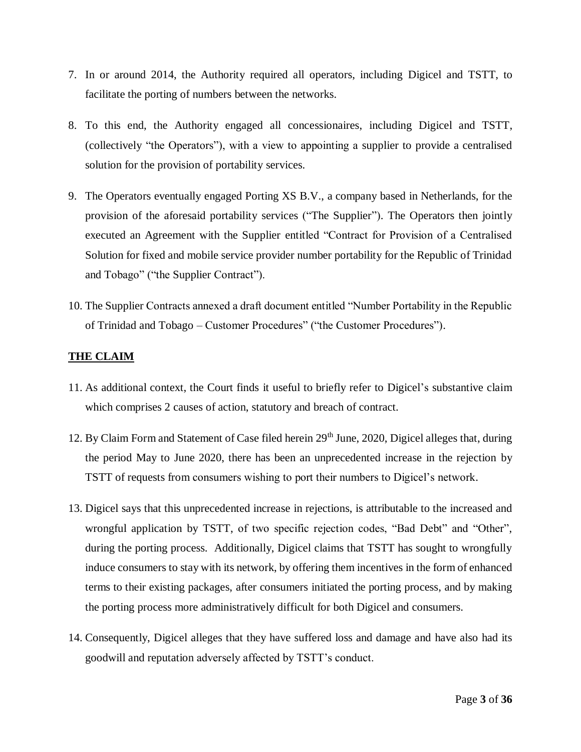7. In or around 2014, the Authority required all operators, including Digicel and TSTT, to facilitate the porting of numbers between the networks.

8. To this end, the Authority engaged all concessionaires, including Digicel and TSTT, (collectively "the Operators"), with a view to appointing a supplier to provide a centralised solution for the provision of portability services.

9. The Operators eventually engaged Porting XS B.V., a company based in Netherlands, for the provision of the aforesaid portability services ("The Supplier"). The Operators then jointly executed an Agreement with the Supplier entitled "Contract for Provision of a Centralised Solution for fixed and mobile service provider number portability for the Republic of Trinidad and Tobago" ("the Supplier Contract").

10. The Supplier Contracts annexed a draft document entitled "Number Portability in the Republic of Trinidad and Tobago – Customer Procedures" ("the Customer Procedures").

**THE CLAIM**

11. As additional context, the Court finds it useful to briefly refer to Digicel's substantive claim which comprises 2 causes of action, statutory and breach of contract.

12. By Claim Form and Statement of Case filed herein 29th June, 2020, Digicel alleges that, during the period May to June 2020, there has been an unprecedented increase in the rejection by TSTT of requests from consumers wishing to port their numbers to Digicel's network.

13. Digicel says that this unprecedented increase in rejections, is attributable to the increased and wrongful application by TSTT, of two specific rejection codes, "Bad Debt" and "Other", during the porting process. Additionally, Digicel claims that TSTT has sought to wrongfully induce consumers to stay with its network, by offering them incentives in the form of enhanced terms to their existing packages, after consumers initiated the porting process, and by making the porting process more administratively difficult for both Digicel and consumers.

14. Consequently, Digicel alleges that they have suffered loss and damage and have also had its goodwill and reputation adversely affected by TSTT's conduct.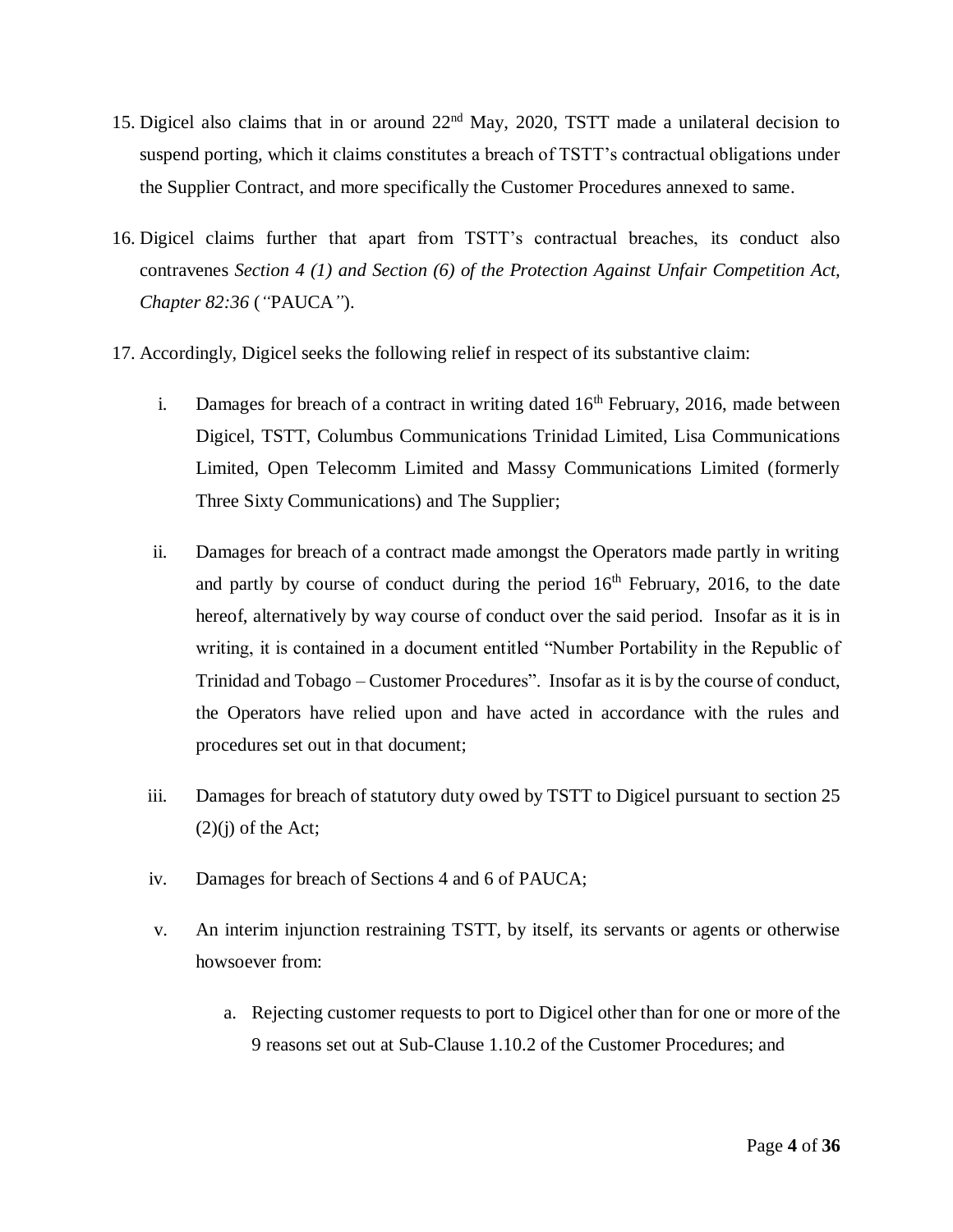15. Digicel also claims that in or around 22nd May, 2020, TSTT made a unilateral decision to suspend porting, which it claims constitutes a breach of TSTT's contractual obligations under the Supplier Contract, and more specifically the Customer Procedures annexed to same.

16. Digicel claims further that apart from TSTT's contractual breaches, its conduct also contravenes *Section 4 (1) and Section (6) of the Protection Against Unfair Competition Act, Chapter 82:36* (*"*PAUCA*"*).

17. Accordingly, Digicel seeks the following relief in respect of its substantive claim:

    i. Damages for breach of a contract in writing dated 16th February, 2016, made between Digicel, TSTT, Columbus Communications Trinidad Limited, Lisa Communications Limited, Open Telecomm Limited and Massy Communications Limited (formerly Three Sixty Communications) and The Supplier;

    ii. Damages for breach of a contract made amongst the Operators made partly in writing and partly by course of conduct during the period 16th February, 2016, to the date hereof, alternatively by way course of conduct over the said period. Insofar as it is in writing, it is contained in a document entitled "Number Portability in the Republic of Trinidad and Tobago – Customer Procedures". Insofar as it is by the course of conduct, the Operators have relied upon and have acted in accordance with the rules and procedures set out in that document;

    iii. Damages for breach of statutory duty owed by TSTT to Digicel pursuant to section 25 (2)(j) of the Act;

    iv. Damages for breach of Sections 4 and 6 of PAUCA;

    v. An interim injunction restraining TSTT, by itself, its servants or agents or otherwise howsoever from:

        a. Rejecting customer requests to port to Digicel other than for one or more of the 9 reasons set out at Sub-Clause 1.10.2 of the Customer Procedures; and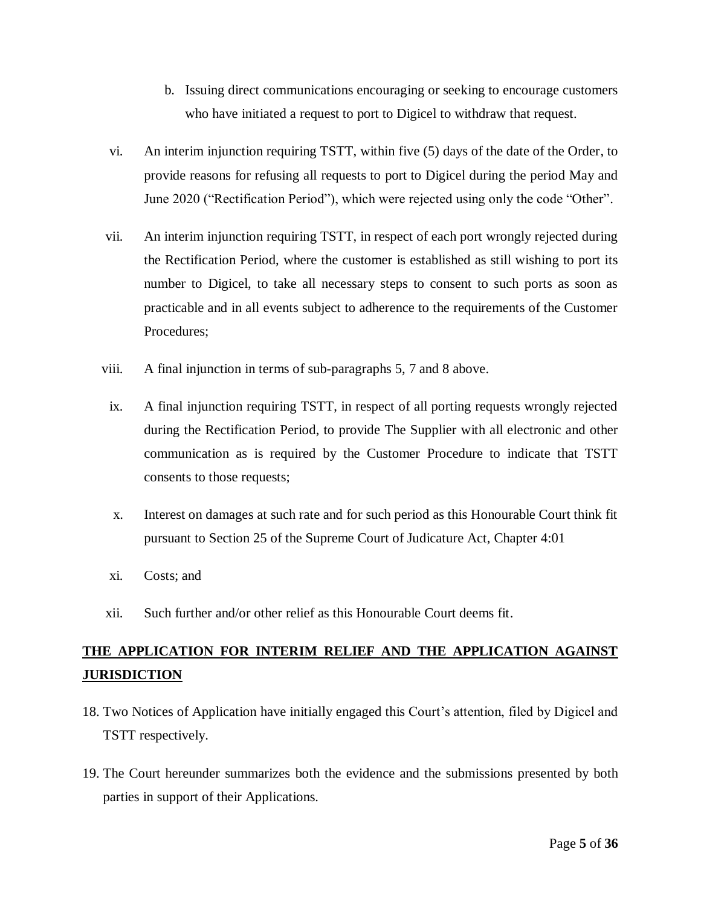b. Issuing direct communications encouraging or seeking to encourage customers who have initiated a request to port to Digicel to withdraw that request.

vi. An interim injunction requiring TSTT, within five (5) days of the date of the Order, to provide reasons for refusing all requests to port to Digicel during the period May and June 2020 ("Rectification Period"), which were rejected using only the code "Other".

vii. An interim injunction requiring TSTT, in respect of each port wrongly rejected during the Rectification Period, where the customer is established as still wishing to port its number to Digicel, to take all necessary steps to consent to such ports as soon as practicable and in all events subject to adherence to the requirements of the Customer Procedures;

viii. A final injunction in terms of sub-paragraphs 5, 7 and 8 above.

ix. A final injunction requiring TSTT, in respect of all porting requests wrongly rejected during the Rectification Period, to provide The Supplier with all electronic and other communication as is required by the Customer Procedure to indicate that TSTT consents to those requests;

x. Interest on damages at such rate and for such period as this Honourable Court think fit pursuant to Section 25 of the Supreme Court of Judicature Act, Chapter 4:01

xi. Costs; and

xii. Such further and/or other relief as this Honourable Court deems fit.

## **THE APPLICATION FOR INTERIM RELIEF AND THE APPLICATION AGAINST JURISDICTION**

18. Two Notices of Application have initially engaged this Court's attention, filed by Digicel and TSTT respectively.

19. The Court hereunder summarizes both the evidence and the submissions presented by both parties in support of their Applications.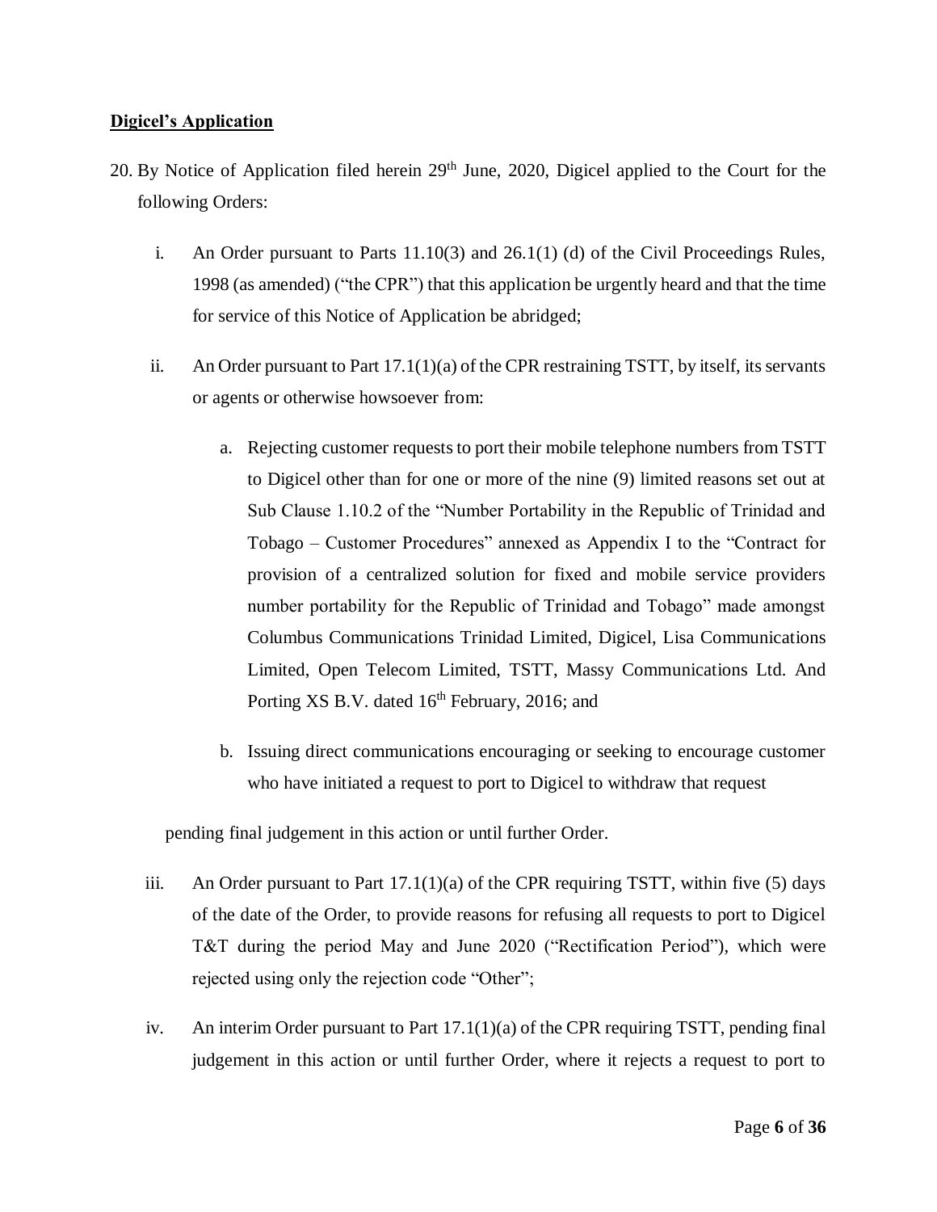**Digicel's Application**

20. By Notice of Application filed herein 29th June, 2020, Digicel applied to the Court for the following Orders:

    i. An Order pursuant to Parts 11.10(3) and 26.1(1) (d) of the Civil Proceedings Rules, 1998 (as amended) ("the CPR") that this application be urgently heard and that the time for service of this Notice of Application be abridged;

    ii. An Order pursuant to Part 17.1(1)(a) of the CPR restraining TSTT, by itself, its servants or agents or otherwise howsoever from:

        a. Rejecting customer requests to port their mobile telephone numbers from TSTT to Digicel other than for one or more of the nine (9) limited reasons set out at Sub Clause 1.10.2 of the "Number Portability in the Republic of Trinidad and Tobago – Customer Procedures" annexed as Appendix I to the "Contract for provision of a centralized solution for fixed and mobile service providers number portability for the Republic of Trinidad and Tobago" made amongst Columbus Communications Trinidad Limited, Digicel, Lisa Communications Limited, Open Telecom Limited, TSTT, Massy Communications Ltd. And Porting XS B.V. dated 16th February, 2016; and

        b. Issuing direct communications encouraging or seeking to encourage customer who have initiated a request to port to Digicel to withdraw that request

    pending final judgement in this action or until further Order.

    iii. An Order pursuant to Part 17.1(1)(a) of the CPR requiring TSTT, within five (5) days of the date of the Order, to provide reasons for refusing all requests to port to Digicel T&T during the period May and June 2020 ("Rectification Period"), which were rejected using only the rejection code "Other";

    iv. An interim Order pursuant to Part 17.1(1)(a) of the CPR requiring TSTT, pending final judgement in this action or until further Order, where it rejects a request to port to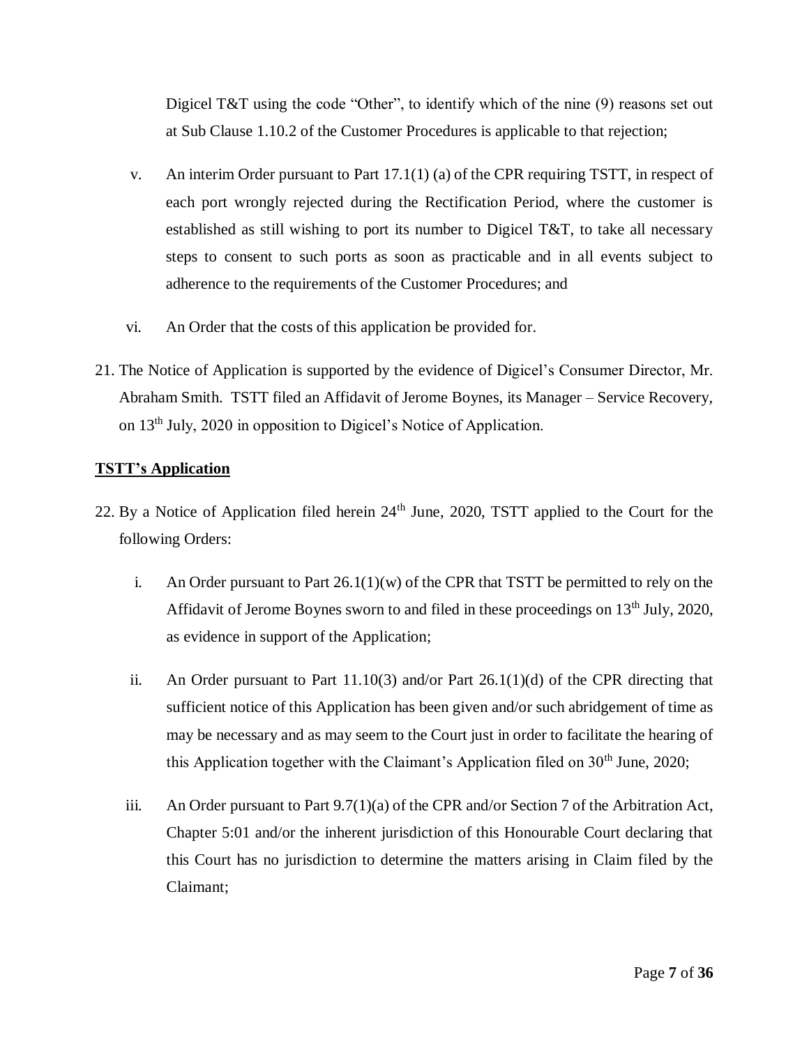Digicel T&T using the code "Other", to identify which of the nine (9) reasons set out at Sub Clause 1.10.2 of the Customer Procedures is applicable to that rejection;

v. An interim Order pursuant to Part 17.1(1) (a) of the CPR requiring TSTT, in respect of each port wrongly rejected during the Rectification Period, where the customer is established as still wishing to port its number to Digicel T&T, to take all necessary steps to consent to such ports as soon as practicable and in all events subject to adherence to the requirements of the Customer Procedures; and

vi. An Order that the costs of this application be provided for.

21. The Notice of Application is supported by the evidence of Digicel's Consumer Director, Mr. Abraham Smith. TSTT filed an Affidavit of Jerome Boynes, its Manager – Service Recovery, on 13th July, 2020 in opposition to Digicel's Notice of Application.

**TSTT's Application**

22. By a Notice of Application filed herein 24th June, 2020, TSTT applied to the Court for the following Orders:

i. An Order pursuant to Part 26.1(1)(w) of the CPR that TSTT be permitted to rely on the Affidavit of Jerome Boynes sworn to and filed in these proceedings on 13th July, 2020, as evidence in support of the Application;

ii. An Order pursuant to Part 11.10(3) and/or Part 26.1(1)(d) of the CPR directing that sufficient notice of this Application has been given and/or such abridgement of time as may be necessary and as may seem to the Court just in order to facilitate the hearing of this Application together with the Claimant's Application filed on 30th June, 2020;

iii. An Order pursuant to Part 9.7(1)(a) of the CPR and/or Section 7 of the Arbitration Act, Chapter 5:01 and/or the inherent jurisdiction of this Honourable Court declaring that this Court has no jurisdiction to determine the matters arising in Claim filed by the Claimant;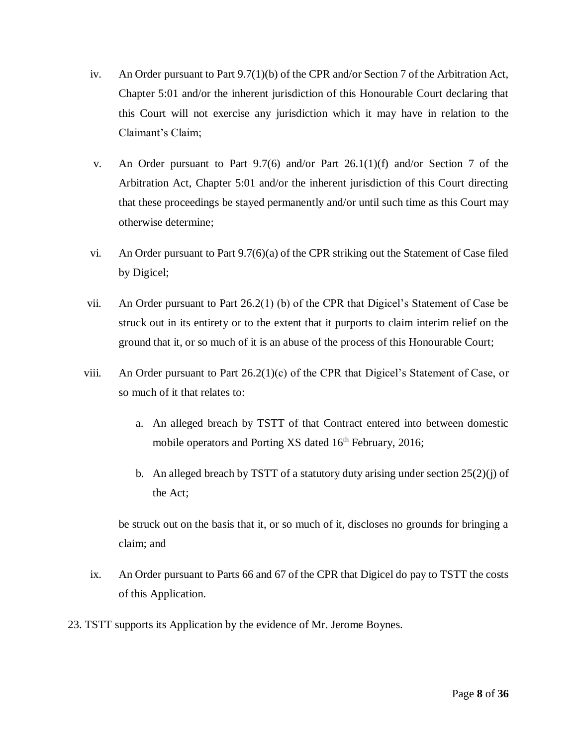iv. An Order pursuant to Part 9.7(1)(b) of the CPR and/or Section 7 of the Arbitration Act, Chapter 5:01 and/or the inherent jurisdiction of this Honourable Court declaring that this Court will not exercise any jurisdiction which it may have in relation to the Claimant's Claim;

v. An Order pursuant to Part 9.7(6) and/or Part 26.1(1)(f) and/or Section 7 of the Arbitration Act, Chapter 5:01 and/or the inherent jurisdiction of this Court directing that these proceedings be stayed permanently and/or until such time as this Court may otherwise determine;

vi. An Order pursuant to Part 9.7(6)(a) of the CPR striking out the Statement of Case filed by Digicel;

vii. An Order pursuant to Part 26.2(1) (b) of the CPR that Digicel's Statement of Case be struck out in its entirety or to the extent that it purports to claim interim relief on the ground that it, or so much of it is an abuse of the process of this Honourable Court;

viii. An Order pursuant to Part 26.2(1)(c) of the CPR that Digicel's Statement of Case, or so much of it that relates to:

   a. An alleged breach by TSTT of that Contract entered into between domestic mobile operators and Porting XS dated 16th February, 2016;

   b. An alleged breach by TSTT of a statutory duty arising under section 25(2)(j) of the Act;

   be struck out on the basis that it, or so much of it, discloses no grounds for bringing a claim; and

ix. An Order pursuant to Parts 66 and 67 of the CPR that Digicel do pay to TSTT the costs of this Application.

23. TSTT supports its Application by the evidence of Mr. Jerome Boynes.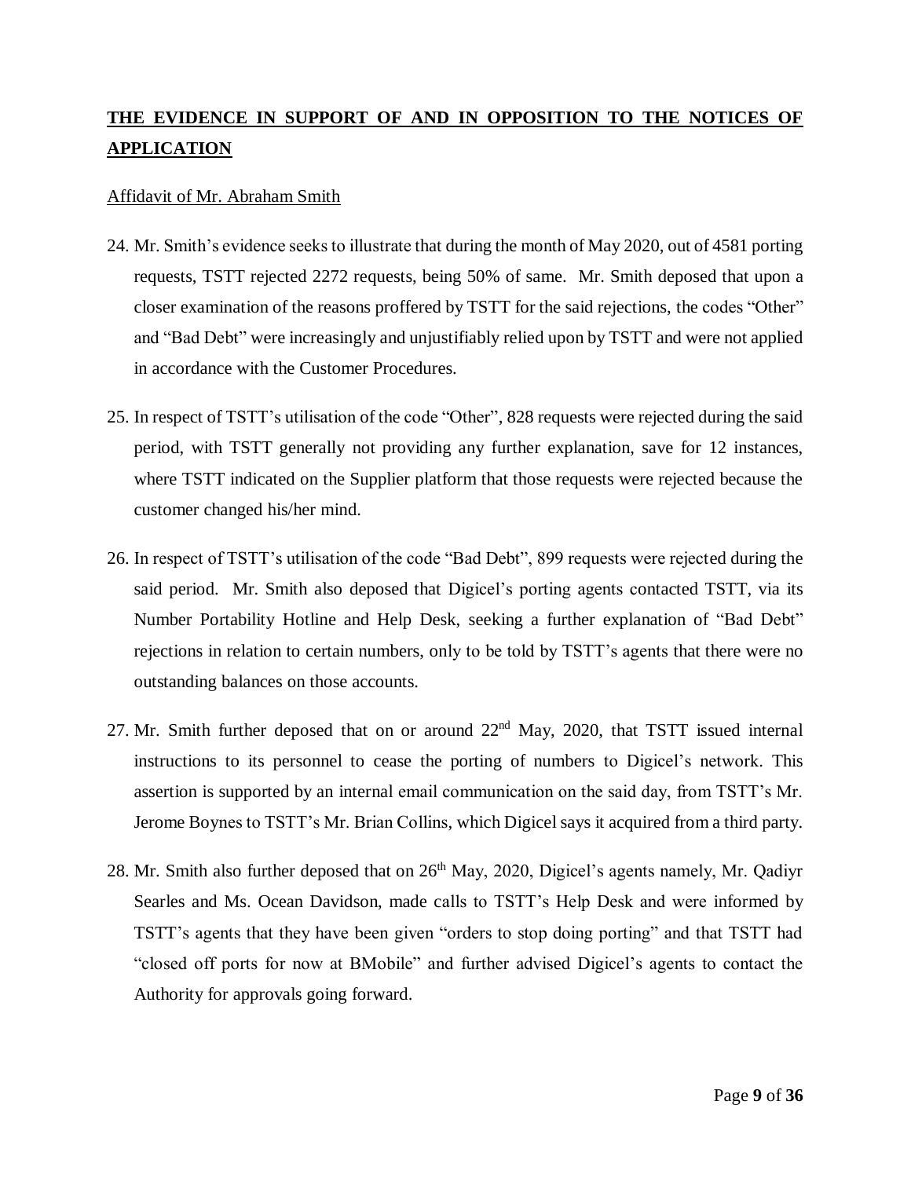## **THE EVIDENCE IN SUPPORT OF AND IN OPPOSITION TO THE NOTICES OF APPLICATION**

Affidavit of Mr. Abraham Smith

24. Mr. Smith's evidence seeks to illustrate that during the month of May 2020, out of 4581 porting requests, TSTT rejected 2272 requests, being 50% of same. Mr. Smith deposed that upon a closer examination of the reasons proffered by TSTT for the said rejections, the codes "Other" and "Bad Debt" were increasingly and unjustifiably relied upon by TSTT and were not applied in accordance with the Customer Procedures.

25. In respect of TSTT's utilisation of the code "Other", 828 requests were rejected during the said period, with TSTT generally not providing any further explanation, save for 12 instances, where TSTT indicated on the Supplier platform that those requests were rejected because the customer changed his/her mind.

26. In respect of TSTT's utilisation of the code "Bad Debt", 899 requests were rejected during the said period. Mr. Smith also deposed that Digicel's porting agents contacted TSTT, via its Number Portability Hotline and Help Desk, seeking a further explanation of "Bad Debt" rejections in relation to certain numbers, only to be told by TSTT's agents that there were no outstanding balances on those accounts.

27. Mr. Smith further deposed that on or around 22nd May, 2020, that TSTT issued internal instructions to its personnel to cease the porting of numbers to Digicel's network. This assertion is supported by an internal email communication on the said day, from TSTT's Mr. Jerome Boynes to TSTT's Mr. Brian Collins, which Digicel says it acquired from a third party.

28. Mr. Smith also further deposed that on 26th May, 2020, Digicel's agents namely, Mr. Qadiyr Searles and Ms. Ocean Davidson, made calls to TSTT's Help Desk and were informed by TSTT's agents that they have been given "orders to stop doing porting" and that TSTT had "closed off ports for now at BMobile" and further advised Digicel's agents to contact the Authority for approvals going forward.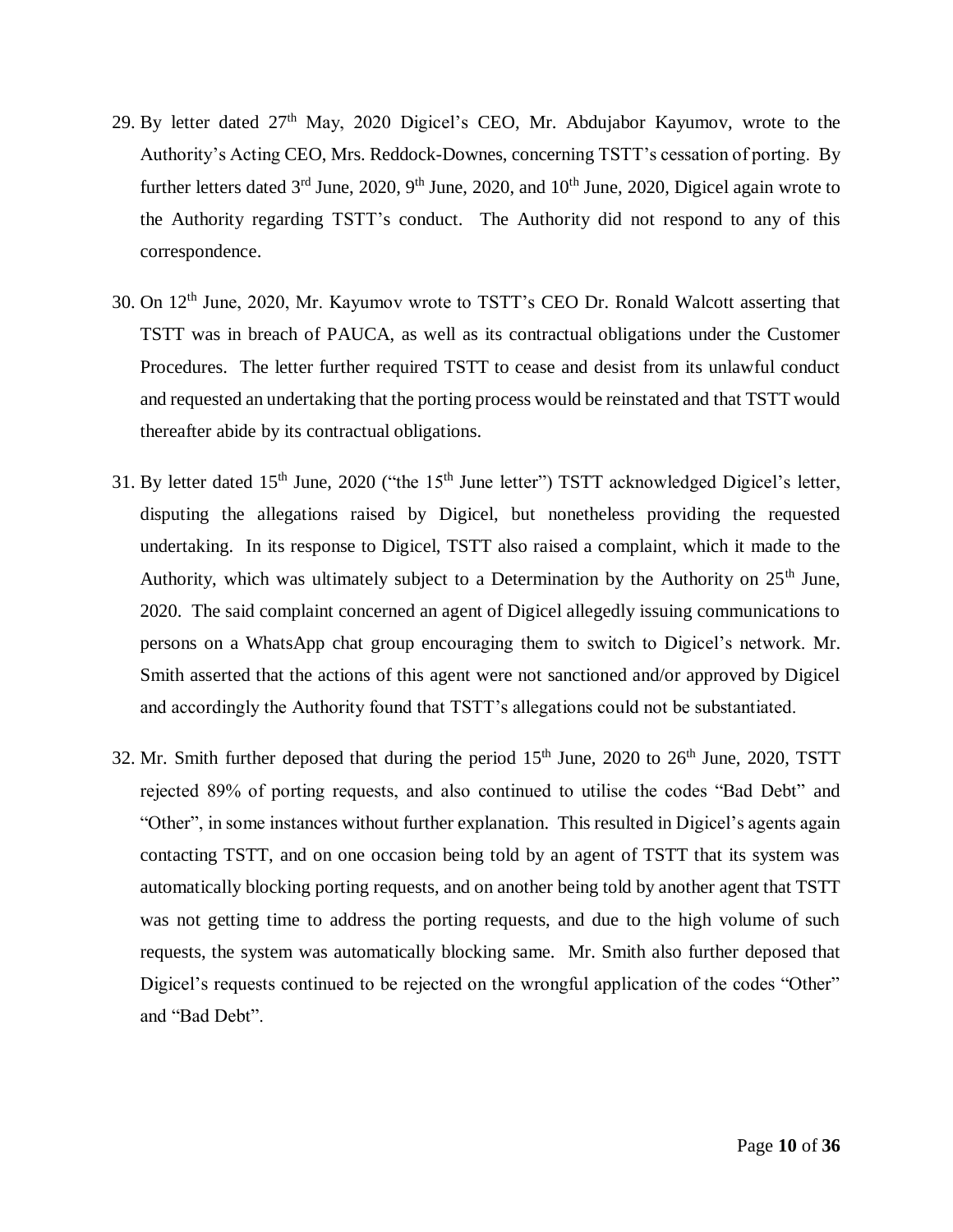29. By letter dated 27th May, 2020 Digicel's CEO, Mr. Abdujabor Kayumov, wrote to the Authority's Acting CEO, Mrs. Reddock-Downes, concerning TSTT's cessation of porting. By further letters dated 3rd June, 2020, 9th June, 2020, and 10th June, 2020, Digicel again wrote to the Authority regarding TSTT's conduct. The Authority did not respond to any of this correspondence.

30. On 12th June, 2020, Mr. Kayumov wrote to TSTT's CEO Dr. Ronald Walcott asserting that TSTT was in breach of PAUCA, as well as its contractual obligations under the Customer Procedures. The letter further required TSTT to cease and desist from its unlawful conduct and requested an undertaking that the porting process would be reinstated and that TSTT would thereafter abide by its contractual obligations.

31. By letter dated 15th June, 2020 ("the 15th June letter") TSTT acknowledged Digicel's letter, disputing the allegations raised by Digicel, but nonetheless providing the requested undertaking. In its response to Digicel, TSTT also raised a complaint, which it made to the Authority, which was ultimately subject to a Determination by the Authority on 25th June, 2020. The said complaint concerned an agent of Digicel allegedly issuing communications to persons on a WhatsApp chat group encouraging them to switch to Digicel's network. Mr. Smith asserted that the actions of this agent were not sanctioned and/or approved by Digicel and accordingly the Authority found that TSTT's allegations could not be substantiated.

32. Mr. Smith further deposed that during the period 15th June, 2020 to 26th June, 2020, TSTT rejected 89% of porting requests, and also continued to utilise the codes "Bad Debt" and "Other", in some instances without further explanation. This resulted in Digicel's agents again contacting TSTT, and on one occasion being told by an agent of TSTT that its system was automatically blocking porting requests, and on another being told by another agent that TSTT was not getting time to address the porting requests, and due to the high volume of such requests, the system was automatically blocking same. Mr. Smith also further deposed that Digicel's requests continued to be rejected on the wrongful application of the codes "Other" and "Bad Debt".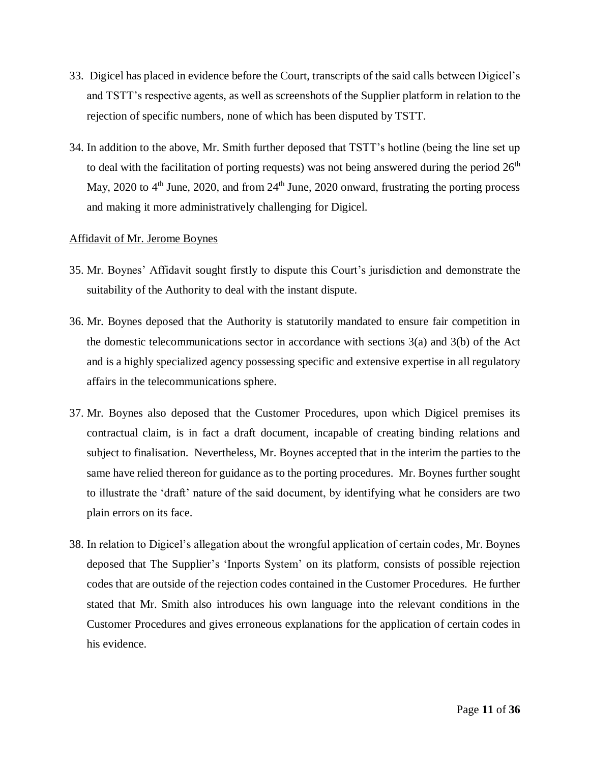33. Digicel has placed in evidence before the Court, transcripts of the said calls between Digicel's and TSTT's respective agents, as well as screenshots of the Supplier platform in relation to the rejection of specific numbers, none of which has been disputed by TSTT.

34. In addition to the above, Mr. Smith further deposed that TSTT's hotline (being the line set up to deal with the facilitation of porting requests) was not being answered during the period 26th May, 2020 to 4th June, 2020, and from 24th June, 2020 onward, frustrating the porting process and making it more administratively challenging for Digicel.

<u>Affidavit of Mr. Jerome Boynes</u>

35. Mr. Boynes' Affidavit sought firstly to dispute this Court's jurisdiction and demonstrate the suitability of the Authority to deal with the instant dispute.

36. Mr. Boynes deposed that the Authority is statutorily mandated to ensure fair competition in the domestic telecommunications sector in accordance with sections 3(a) and 3(b) of the Act and is a highly specialized agency possessing specific and extensive expertise in all regulatory affairs in the telecommunications sphere.

37. Mr. Boynes also deposed that the Customer Procedures, upon which Digicel premises its contractual claim, is in fact a draft document, incapable of creating binding relations and subject to finalisation. Nevertheless, Mr. Boynes accepted that in the interim the parties to the same have relied thereon for guidance as to the porting procedures. Mr. Boynes further sought to illustrate the 'draft' nature of the said document, by identifying what he considers are two plain errors on its face.

38. In relation to Digicel's allegation about the wrongful application of certain codes, Mr. Boynes deposed that The Supplier's 'Inports System' on its platform, consists of possible rejection codes that are outside of the rejection codes contained in the Customer Procedures. He further stated that Mr. Smith also introduces his own language into the relevant conditions in the Customer Procedures and gives erroneous explanations for the application of certain codes in his evidence.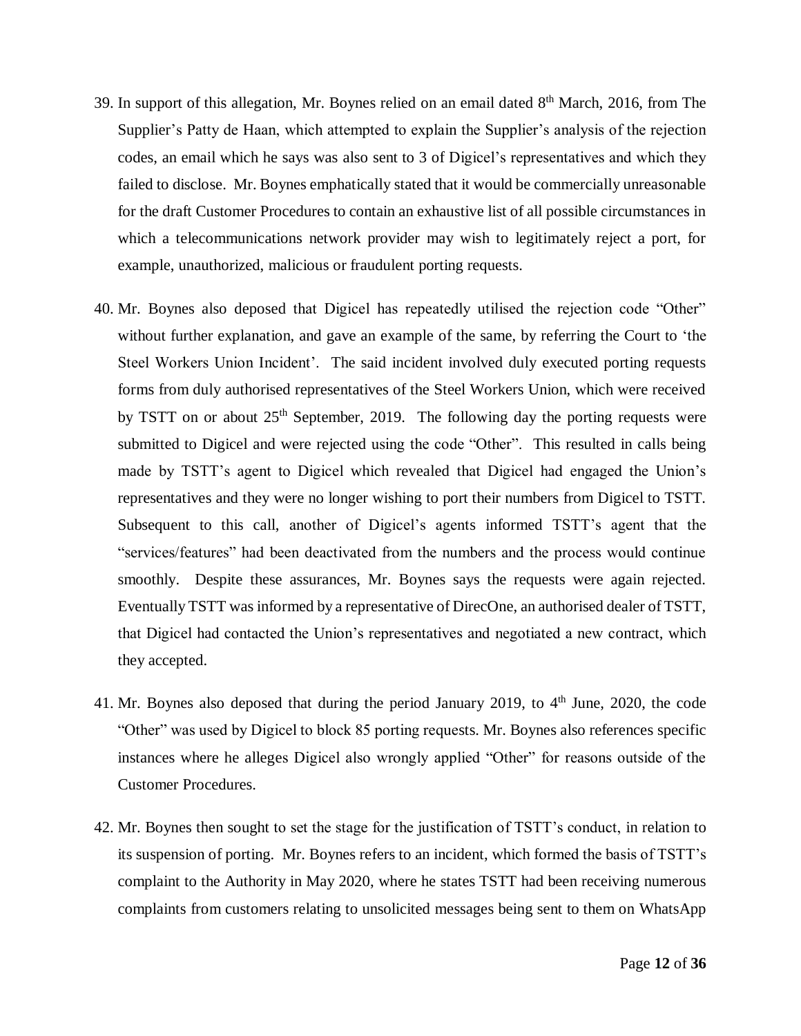39. In support of this allegation, Mr. Boynes relied on an email dated 8th March, 2016, from The Supplier's Patty de Haan, which attempted to explain the Supplier's analysis of the rejection codes, an email which he says was also sent to 3 of Digicel's representatives and which they failed to disclose. Mr. Boynes emphatically stated that it would be commercially unreasonable for the draft Customer Procedures to contain an exhaustive list of all possible circumstances in which a telecommunications network provider may wish to legitimately reject a port, for example, unauthorized, malicious or fraudulent porting requests.

40. Mr. Boynes also deposed that Digicel has repeatedly utilised the rejection code "Other" without further explanation, and gave an example of the same, by referring the Court to 'the Steel Workers Union Incident'. The said incident involved duly executed porting requests forms from duly authorised representatives of the Steel Workers Union, which were received by TSTT on or about 25th September, 2019. The following day the porting requests were submitted to Digicel and were rejected using the code "Other". This resulted in calls being made by TSTT's agent to Digicel which revealed that Digicel had engaged the Union's representatives and they were no longer wishing to port their numbers from Digicel to TSTT. Subsequent to this call, another of Digicel's agents informed TSTT's agent that the "services/features" had been deactivated from the numbers and the process would continue smoothly. Despite these assurances, Mr. Boynes says the requests were again rejected. Eventually TSTT was informed by a representative of DirecOne, an authorised dealer of TSTT, that Digicel had contacted the Union's representatives and negotiated a new contract, which they accepted.

41. Mr. Boynes also deposed that during the period January 2019, to 4th June, 2020, the code "Other" was used by Digicel to block 85 porting requests. Mr. Boynes also references specific instances where he alleges Digicel also wrongly applied "Other" for reasons outside of the Customer Procedures.

42. Mr. Boynes then sought to set the stage for the justification of TSTT's conduct, in relation to its suspension of porting. Mr. Boynes refers to an incident, which formed the basis of TSTT's complaint to the Authority in May 2020, where he states TSTT had been receiving numerous complaints from customers relating to unsolicited messages being sent to them on WhatsApp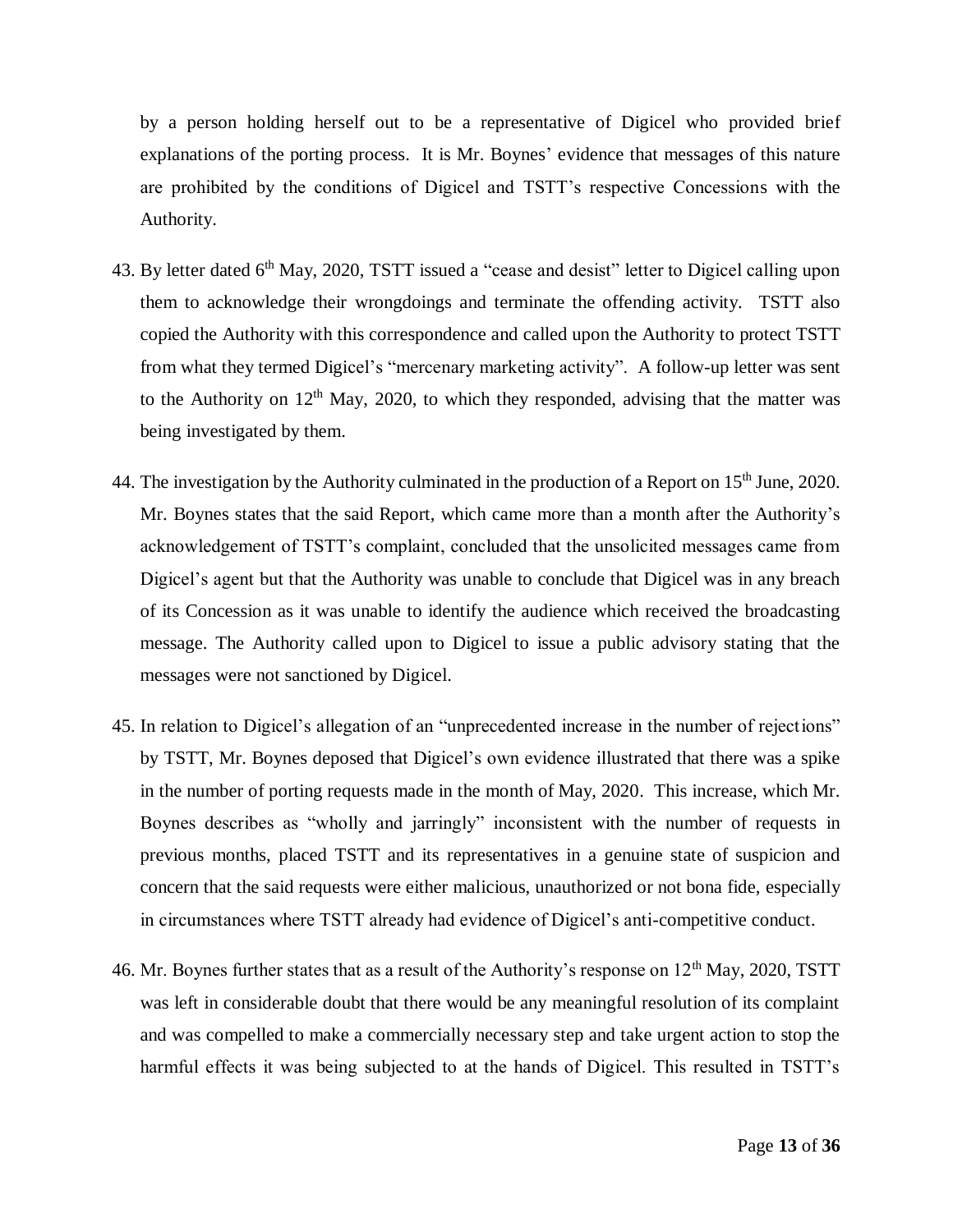by a person holding herself out to be a representative of Digicel who provided brief explanations of the porting process. It is Mr. Boynes' evidence that messages of this nature are prohibited by the conditions of Digicel and TSTT's respective Concessions with the Authority.

43. By letter dated 6th May, 2020, TSTT issued a "cease and desist" letter to Digicel calling upon them to acknowledge their wrongdoings and terminate the offending activity. TSTT also copied the Authority with this correspondence and called upon the Authority to protect TSTT from what they termed Digicel's "mercenary marketing activity". A follow-up letter was sent to the Authority on 12th May, 2020, to which they responded, advising that the matter was being investigated by them.

44. The investigation by the Authority culminated in the production of a Report on 15th June, 2020. Mr. Boynes states that the said Report, which came more than a month after the Authority's acknowledgement of TSTT's complaint, concluded that the unsolicited messages came from Digicel's agent but that the Authority was unable to conclude that Digicel was in any breach of its Concession as it was unable to identify the audience which received the broadcasting message. The Authority called upon to Digicel to issue a public advisory stating that the messages were not sanctioned by Digicel.

45. In relation to Digicel's allegation of an "unprecedented increase in the number of rejections" by TSTT, Mr. Boynes deposed that Digicel's own evidence illustrated that there was a spike in the number of porting requests made in the month of May, 2020. This increase, which Mr. Boynes describes as "wholly and jarringly" inconsistent with the number of requests in previous months, placed TSTT and its representatives in a genuine state of suspicion and concern that the said requests were either malicious, unauthorized or not bona fide, especially in circumstances where TSTT already had evidence of Digicel's anti-competitive conduct.

46. Mr. Boynes further states that as a result of the Authority's response on 12th May, 2020, TSTT was left in considerable doubt that there would be any meaningful resolution of its complaint and was compelled to make a commercially necessary step and take urgent action to stop the harmful effects it was being subjected to at the hands of Digicel. This resulted in TSTT's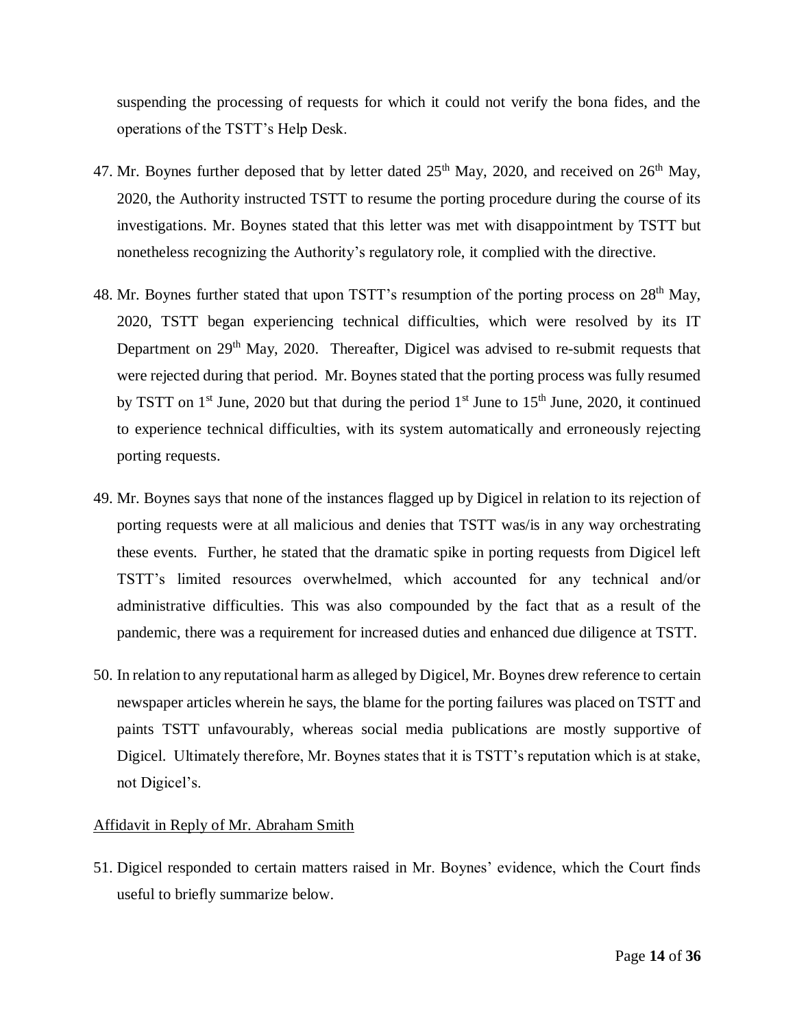suspending the processing of requests for which it could not verify the bona fides, and the operations of the TSTT's Help Desk.

47. Mr. Boynes further deposed that by letter dated 25th May, 2020, and received on 26th May, 2020, the Authority instructed TSTT to resume the porting procedure during the course of its investigations. Mr. Boynes stated that this letter was met with disappointment by TSTT but nonetheless recognizing the Authority's regulatory role, it complied with the directive.

48. Mr. Boynes further stated that upon TSTT's resumption of the porting process on 28th May, 2020, TSTT began experiencing technical difficulties, which were resolved by its IT Department on 29th May, 2020. Thereafter, Digicel was advised to re-submit requests that were rejected during that period. Mr. Boynes stated that the porting process was fully resumed by TSTT on 1st June, 2020 but that during the period 1st June to 15th June, 2020, it continued to experience technical difficulties, with its system automatically and erroneously rejecting porting requests.

49. Mr. Boynes says that none of the instances flagged up by Digicel in relation to its rejection of porting requests were at all malicious and denies that TSTT was/is in any way orchestrating these events. Further, he stated that the dramatic spike in porting requests from Digicel left TSTT's limited resources overwhelmed, which accounted for any technical and/or administrative difficulties. This was also compounded by the fact that as a result of the pandemic, there was a requirement for increased duties and enhanced due diligence at TSTT.

50. In relation to any reputational harm as alleged by Digicel, Mr. Boynes drew reference to certain newspaper articles wherein he says, the blame for the porting failures was placed on TSTT and paints TSTT unfavourably, whereas social media publications are mostly supportive of Digicel. Ultimately therefore, Mr. Boynes states that it is TSTT's reputation which is at stake, not Digicel's.

<u>Affidavit in Reply of Mr. Abraham Smith</u>

51. Digicel responded to certain matters raised in Mr. Boynes' evidence, which the Court finds useful to briefly summarize below.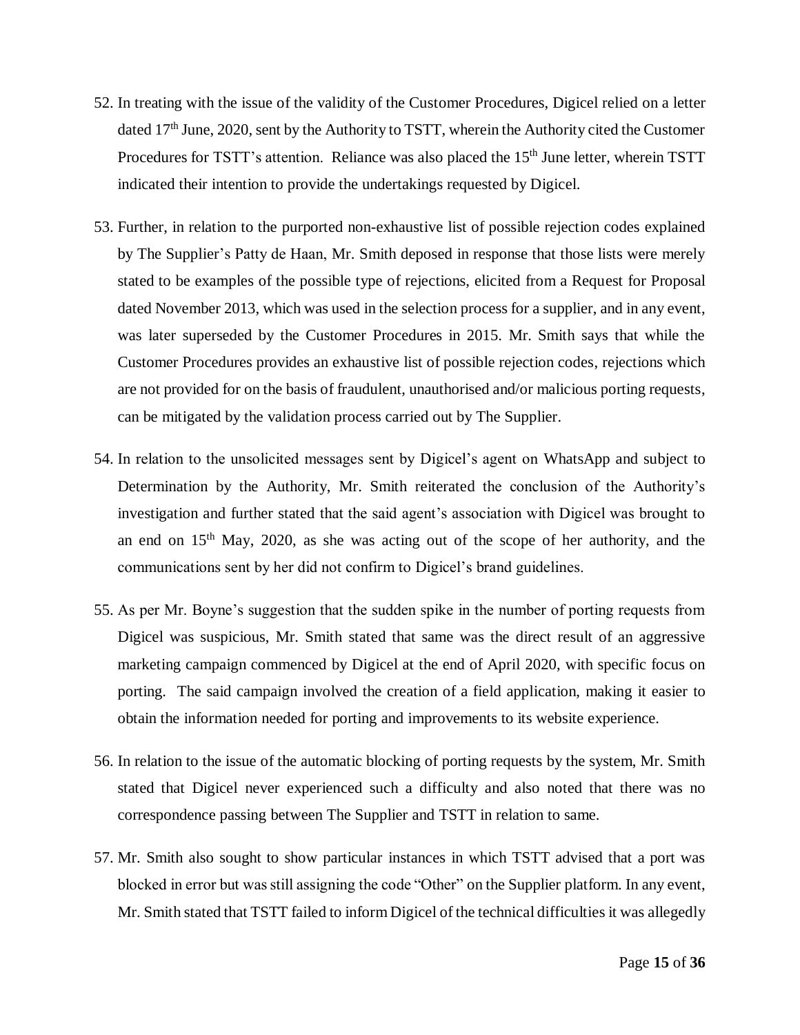52. In treating with the issue of the validity of the Customer Procedures, Digicel relied on a letter dated 17th June, 2020, sent by the Authority to TSTT, wherein the Authority cited the Customer Procedures for TSTT's attention. Reliance was also placed the 15th June letter, wherein TSTT indicated their intention to provide the undertakings requested by Digicel.

53. Further, in relation to the purported non-exhaustive list of possible rejection codes explained by The Supplier's Patty de Haan, Mr. Smith deposed in response that those lists were merely stated to be examples of the possible type of rejections, elicited from a Request for Proposal dated November 2013, which was used in the selection process for a supplier, and in any event, was later superseded by the Customer Procedures in 2015. Mr. Smith says that while the Customer Procedures provides an exhaustive list of possible rejection codes, rejections which are not provided for on the basis of fraudulent, unauthorised and/or malicious porting requests, can be mitigated by the validation process carried out by The Supplier.

54. In relation to the unsolicited messages sent by Digicel's agent on WhatsApp and subject to Determination by the Authority, Mr. Smith reiterated the conclusion of the Authority's investigation and further stated that the said agent's association with Digicel was brought to an end on 15th May, 2020, as she was acting out of the scope of her authority, and the communications sent by her did not confirm to Digicel's brand guidelines.

55. As per Mr. Boyne's suggestion that the sudden spike in the number of porting requests from Digicel was suspicious, Mr. Smith stated that same was the direct result of an aggressive marketing campaign commenced by Digicel at the end of April 2020, with specific focus on porting. The said campaign involved the creation of a field application, making it easier to obtain the information needed for porting and improvements to its website experience.

56. In relation to the issue of the automatic blocking of porting requests by the system, Mr. Smith stated that Digicel never experienced such a difficulty and also noted that there was no correspondence passing between The Supplier and TSTT in relation to same.

57. Mr. Smith also sought to show particular instances in which TSTT advised that a port was blocked in error but was still assigning the code "Other" on the Supplier platform. In any event, Mr. Smith stated that TSTT failed to inform Digicel of the technical difficulties it was allegedly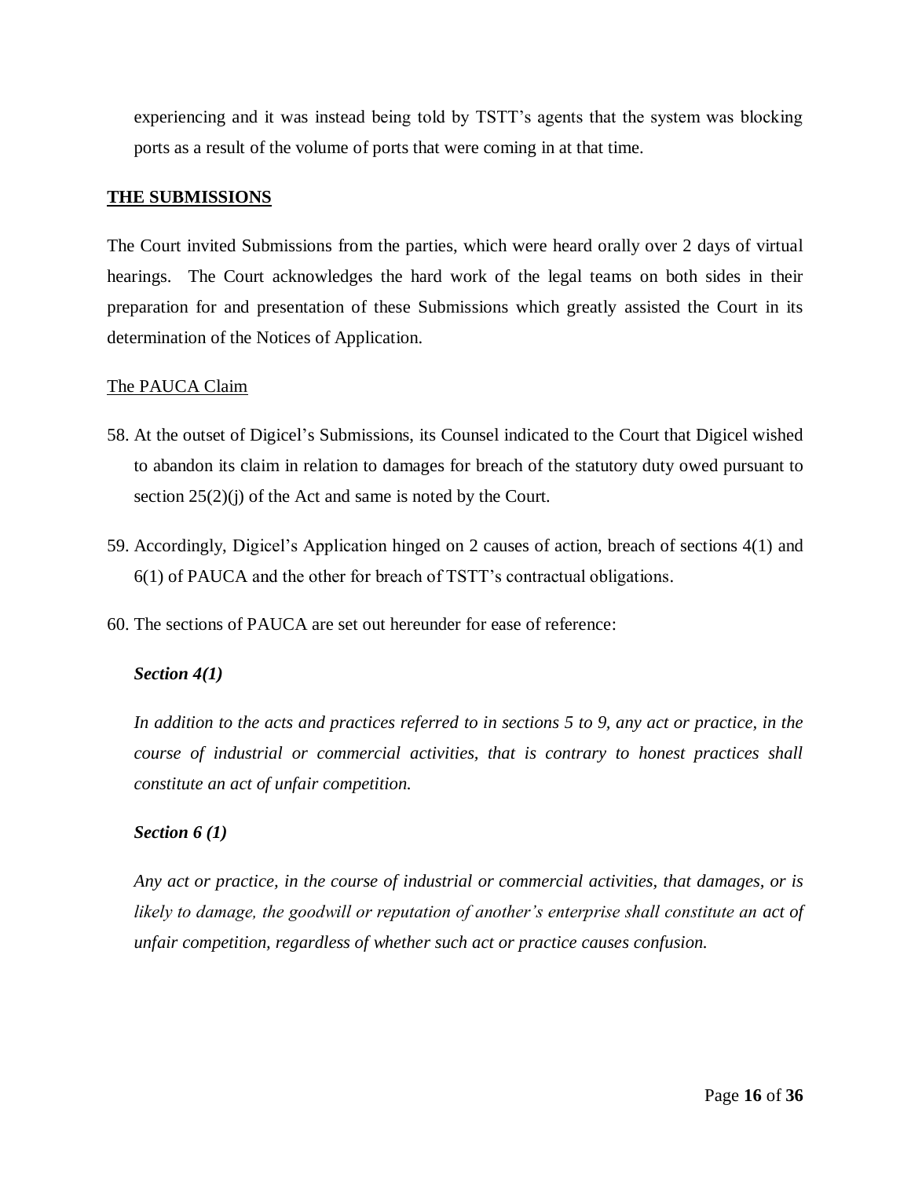experiencing and it was instead being told by TSTT's agents that the system was blocking ports as a result of the volume of ports that were coming in at that time.

## **THE SUBMISSIONS**

The Court invited Submissions from the parties, which were heard orally over 2 days of virtual hearings. The Court acknowledges the hard work of the legal teams on both sides in their preparation for and presentation of these Submissions which greatly assisted the Court in its determination of the Notices of Application.

### The PAUCA Claim

58. At the outset of Digicel's Submissions, its Counsel indicated to the Court that Digicel wished to abandon its claim in relation to damages for breach of the statutory duty owed pursuant to section 25(2)(j) of the Act and same is noted by the Court.

59. Accordingly, Digicel's Application hinged on 2 causes of action, breach of sections 4(1) and 6(1) of PAUCA and the other for breach of TSTT's contractual obligations.

60. The sections of PAUCA are set out hereunder for ease of reference:

***Section 4(1)***

*In addition to the acts and practices referred to in sections 5 to 9, any act or practice, in the course of industrial or commercial activities, that is contrary to honest practices shall constitute an act of unfair competition.*

***Section 6 (1)***

*Any act or practice, in the course of industrial or commercial activities, that damages, or is likely to damage, the goodwill or reputation of another's enterprise shall constitute an act of unfair competition, regardless of whether such act or practice causes confusion.*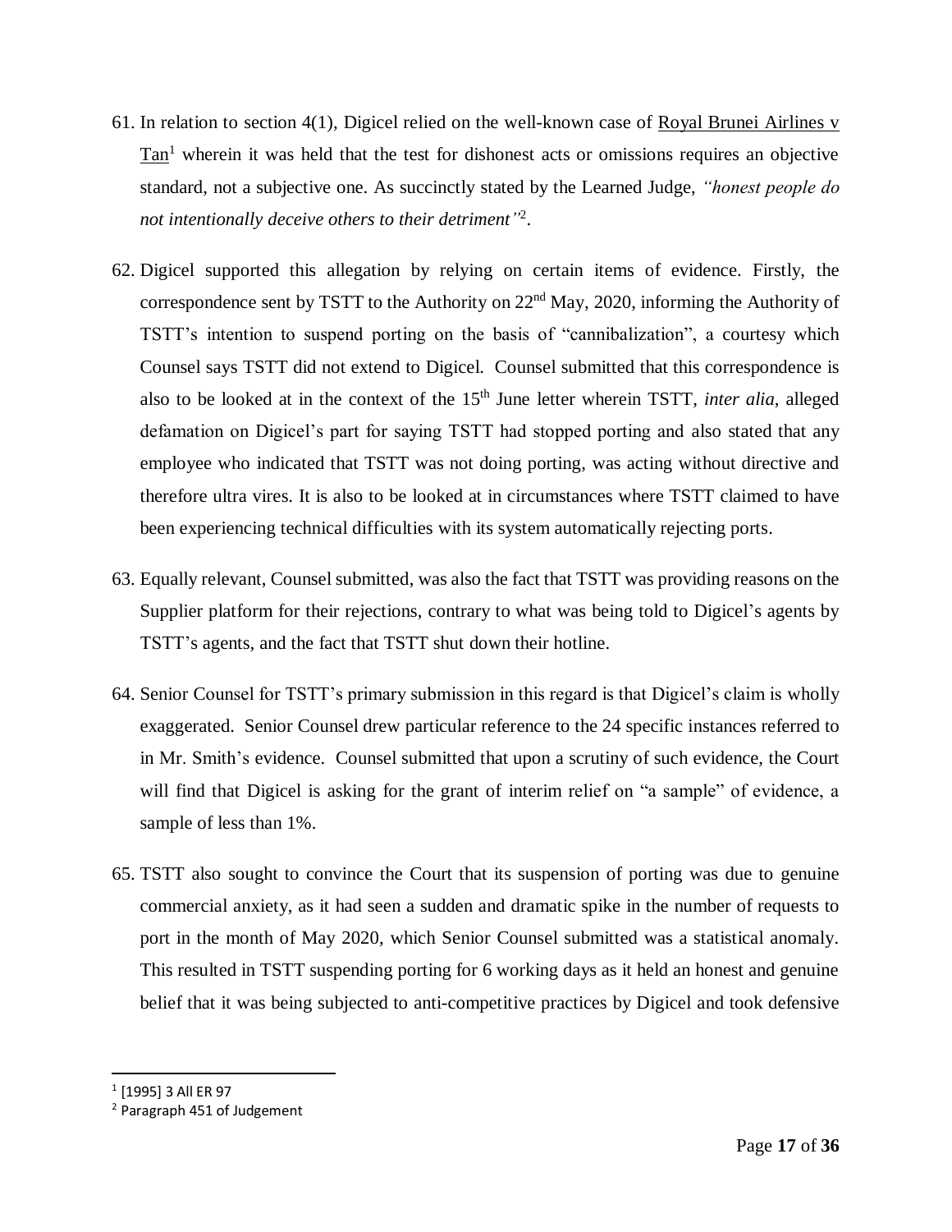61. In relation to section 4(1), Digicel relied on the well-known case of Royal Brunei Airlines v Tan[1] wherein it was held that the test for dishonest acts or omissions requires an objective standard, not a subjective one. As succinctly stated by the Learned Judge, *"honest people do not intentionally deceive others to their detriment"*[2].

62. Digicel supported this allegation by relying on certain items of evidence. Firstly, the correspondence sent by TSTT to the Authority on 22nd May, 2020, informing the Authority of TSTT's intention to suspend porting on the basis of "cannibalization", a courtesy which Counsel says TSTT did not extend to Digicel. Counsel submitted that this correspondence is also to be looked at in the context of the 15th June letter wherein TSTT, *inter alia*, alleged defamation on Digicel's part for saying TSTT had stopped porting and also stated that any employee who indicated that TSTT was not doing porting, was acting without directive and therefore ultra vires. It is also to be looked at in circumstances where TSTT claimed to have been experiencing technical difficulties with its system automatically rejecting ports.

63. Equally relevant, Counsel submitted, was also the fact that TSTT was providing reasons on the Supplier platform for their rejections, contrary to what was being told to Digicel's agents by TSTT's agents, and the fact that TSTT shut down their hotline.

64. Senior Counsel for TSTT's primary submission in this regard is that Digicel's claim is wholly exaggerated. Senior Counsel drew particular reference to the 24 specific instances referred to in Mr. Smith's evidence. Counsel submitted that upon a scrutiny of such evidence, the Court will find that Digicel is asking for the grant of interim relief on "a sample" of evidence, a sample of less than 1%.

65. TSTT also sought to convince the Court that its suspension of porting was due to genuine commercial anxiety, as it had seen a sudden and dramatic spike in the number of requests to port in the month of May 2020, which Senior Counsel submitted was a statistical anomaly. This resulted in TSTT suspending porting for 6 working days as it held an honest and genuine belief that it was being subjected to anti-competitive practices by Digicel and took defensive

---

[1] [1995] 3 All ER 97

[2] Paragraph 451 of Judgement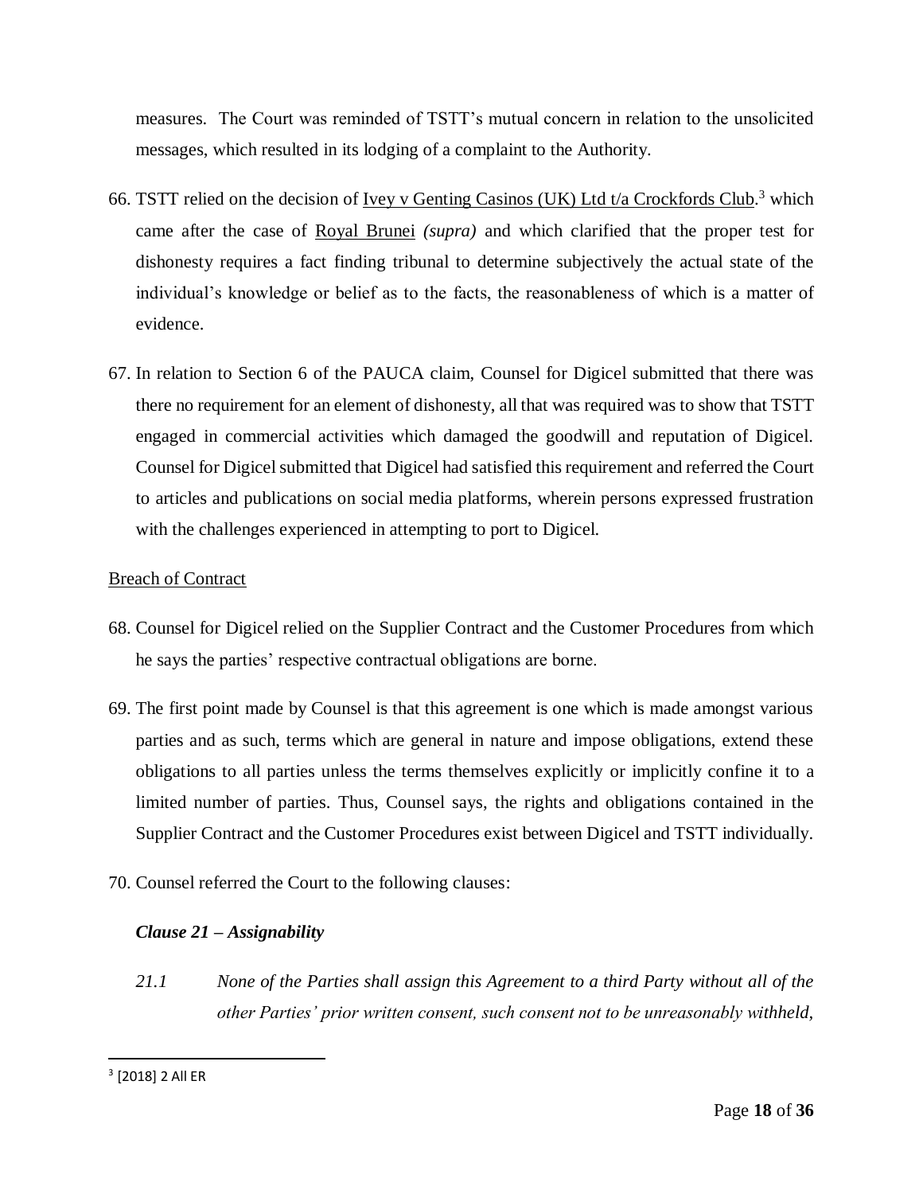measures. The Court was reminded of TSTT's mutual concern in relation to the unsolicited messages, which resulted in its lodging of a complaint to the Authority.

66. TSTT relied on the decision of Ivey v Genting Casinos (UK) Ltd t/a Crockfords Club.[3] which came after the case of Royal Brunei *(supra)* and which clarified that the proper test for dishonesty requires a fact finding tribunal to determine subjectively the actual state of the individual's knowledge or belief as to the facts, the reasonableness of which is a matter of evidence.

67. In relation to Section 6 of the PAUCA claim, Counsel for Digicel submitted that there was there no requirement for an element of dishonesty, all that was required was to show that TSTT engaged in commercial activities which damaged the goodwill and reputation of Digicel. Counsel for Digicel submitted that Digicel had satisfied this requirement and referred the Court to articles and publications on social media platforms, wherein persons expressed frustration with the challenges experienced in attempting to port to Digicel.

Breach of Contract

68. Counsel for Digicel relied on the Supplier Contract and the Customer Procedures from which he says the parties' respective contractual obligations are borne.

69. The first point made by Counsel is that this agreement is one which is made amongst various parties and as such, terms which are general in nature and impose obligations, extend these obligations to all parties unless the terms themselves explicitly or implicitly confine it to a limited number of parties. Thus, Counsel says, the rights and obligations contained in the Supplier Contract and the Customer Procedures exist between Digicel and TSTT individually.

70. Counsel referred the Court to the following clauses:

***Clause 21 – Assignability***

*21.1 None of the Parties shall assign this Agreement to a third Party without all of the other Parties' prior written consent, such consent not to be unreasonably withheld,*

[3] [2018] 2 All ER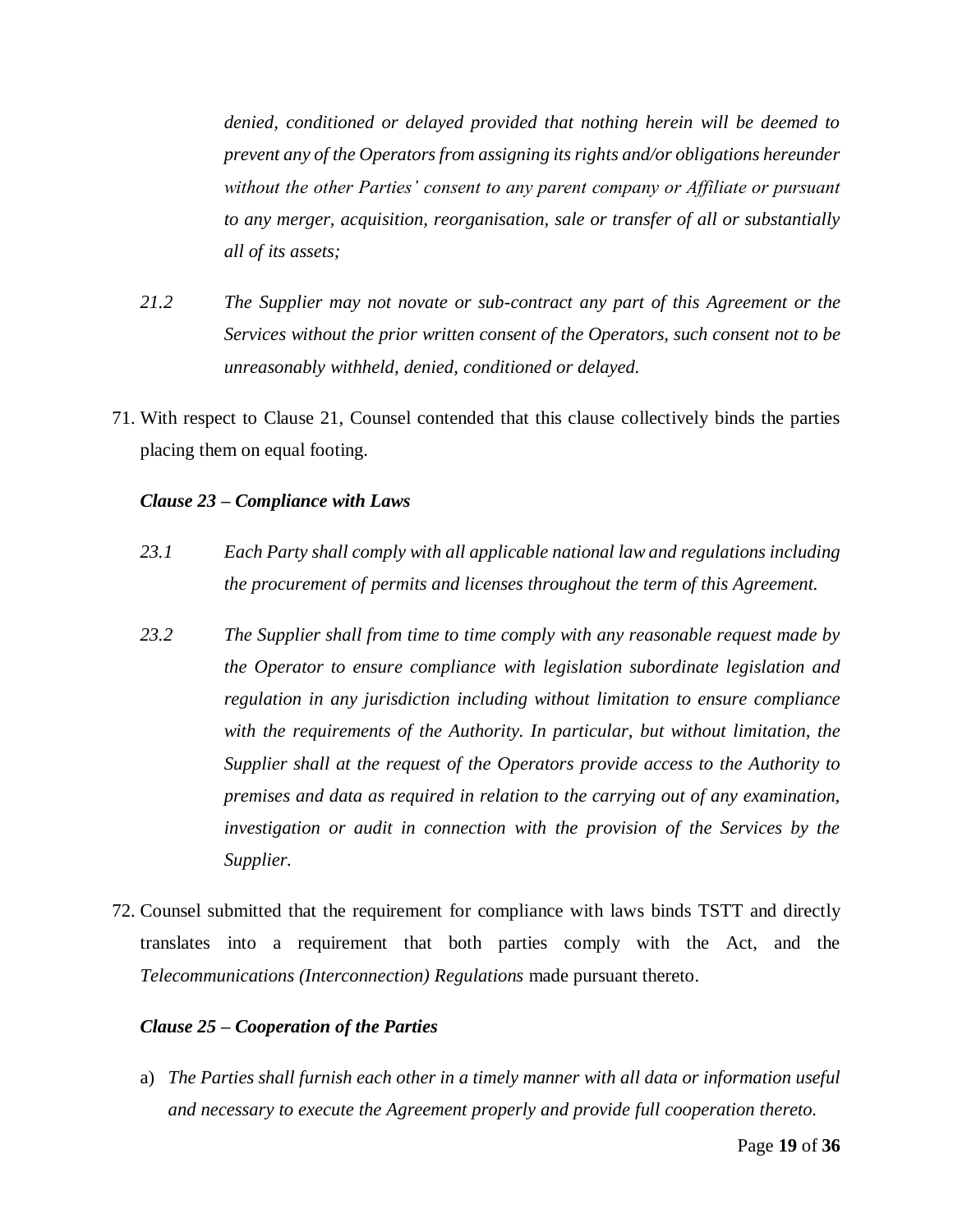*denied, conditioned or delayed provided that nothing herein will be deemed to prevent any of the Operators from assigning its rights and/or obligations hereunder without the other Parties' consent to any parent company or Affiliate or pursuant to any merger, acquisition, reorganisation, sale or transfer of all or substantially all of its assets;*

*21.2 The Supplier may not novate or sub-contract any part of this Agreement or the Services without the prior written consent of the Operators, such consent not to be unreasonably withheld, denied, conditioned or delayed.*

71. With respect to Clause 21, Counsel contended that this clause collectively binds the parties placing them on equal footing.

***Clause 23 – Compliance with Laws***

*23.1 Each Party shall comply with all applicable national law and regulations including the procurement of permits and licenses throughout the term of this Agreement.*

*23.2 The Supplier shall from time to time comply with any reasonable request made by the Operator to ensure compliance with legislation subordinate legislation and regulation in any jurisdiction including without limitation to ensure compliance with the requirements of the Authority. In particular, but without limitation, the Supplier shall at the request of the Operators provide access to the Authority to premises and data as required in relation to the carrying out of any examination, investigation or audit in connection with the provision of the Services by the Supplier.*

72. Counsel submitted that the requirement for compliance with laws binds TSTT and directly translates into a requirement that both parties comply with the Act, and the *Telecommunications (Interconnection) Regulations* made pursuant thereto.

***Clause 25 – Cooperation of the Parties***

a) *The Parties shall furnish each other in a timely manner with all data or information useful and necessary to execute the Agreement properly and provide full cooperation thereto.*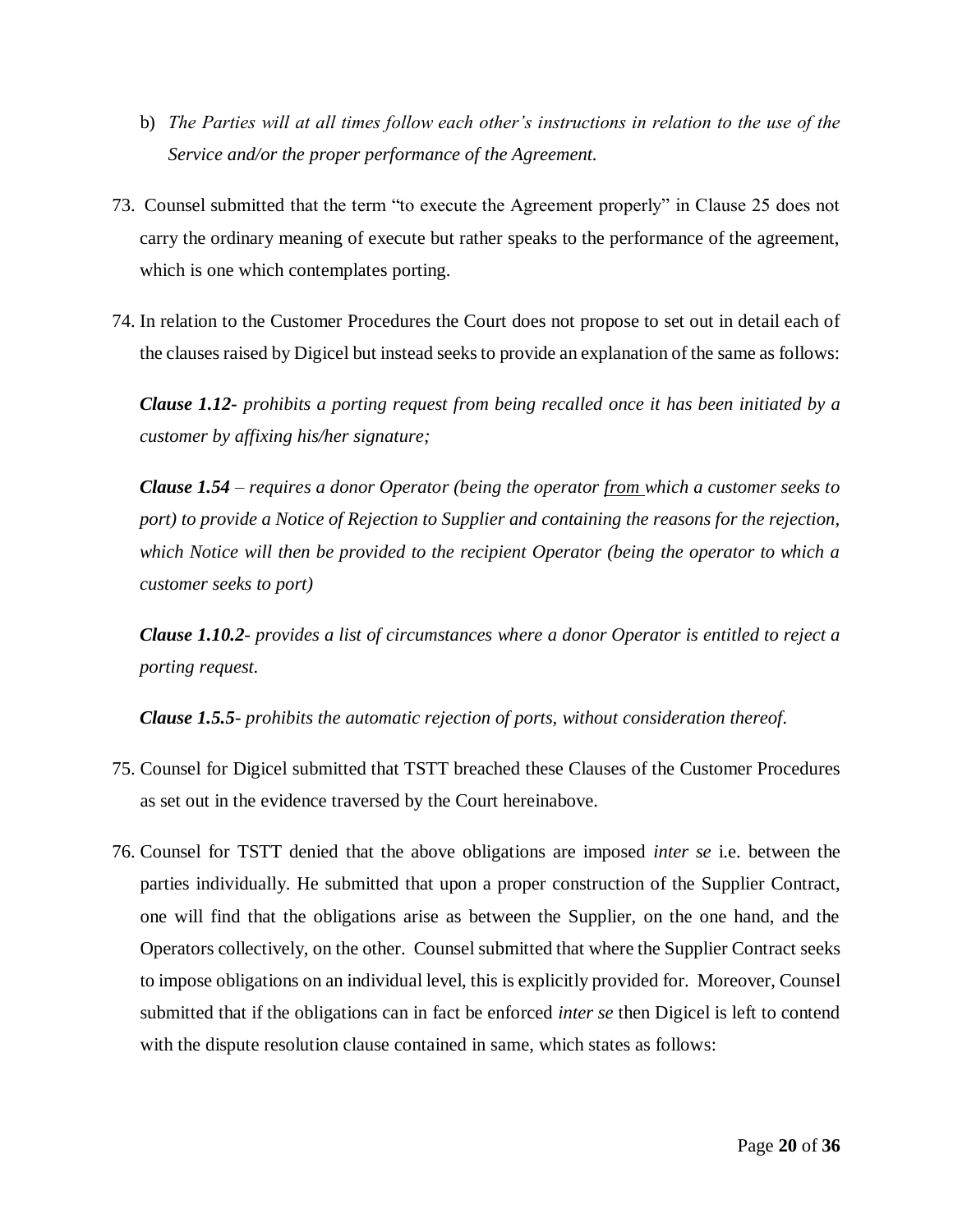b) *The Parties will at all times follow each other's instructions in relation to the use of the Service and/or the proper performance of the Agreement.*

73. Counsel submitted that the term "to execute the Agreement properly" in Clause 25 does not carry the ordinary meaning of execute but rather speaks to the performance of the agreement, which is one which contemplates porting.

74. In relation to the Customer Procedures the Court does not propose to set out in detail each of the clauses raised by Digicel but instead seeks to provide an explanation of the same as follows:

    ***Clause 1.12***- *prohibits a porting request from being recalled once it has been initiated by a customer by affixing his/her signature;*

    ***Clause 1.54*** – *requires a donor Operator (being the operator from which a customer seeks to port) to provide a Notice of Rejection to Supplier and containing the reasons for the rejection, which Notice will then be provided to the recipient Operator (being the operator to which a customer seeks to port)*

    ***Clause 1.10.2***- *provides a list of circumstances where a donor Operator is entitled to reject a porting request.*

    ***Clause 1.5.5***- *prohibits the automatic rejection of ports, without consideration thereof.*

75. Counsel for Digicel submitted that TSTT breached these Clauses of the Customer Procedures as set out in the evidence traversed by the Court hereinabove.

76. Counsel for TSTT denied that the above obligations are imposed *inter se* i.e. between the parties individually. He submitted that upon a proper construction of the Supplier Contract, one will find that the obligations arise as between the Supplier, on the one hand, and the Operators collectively, on the other. Counsel submitted that where the Supplier Contract seeks to impose obligations on an individual level, this is explicitly provided for. Moreover, Counsel submitted that if the obligations can in fact be enforced *inter se* then Digicel is left to contend with the dispute resolution clause contained in same, which states as follows: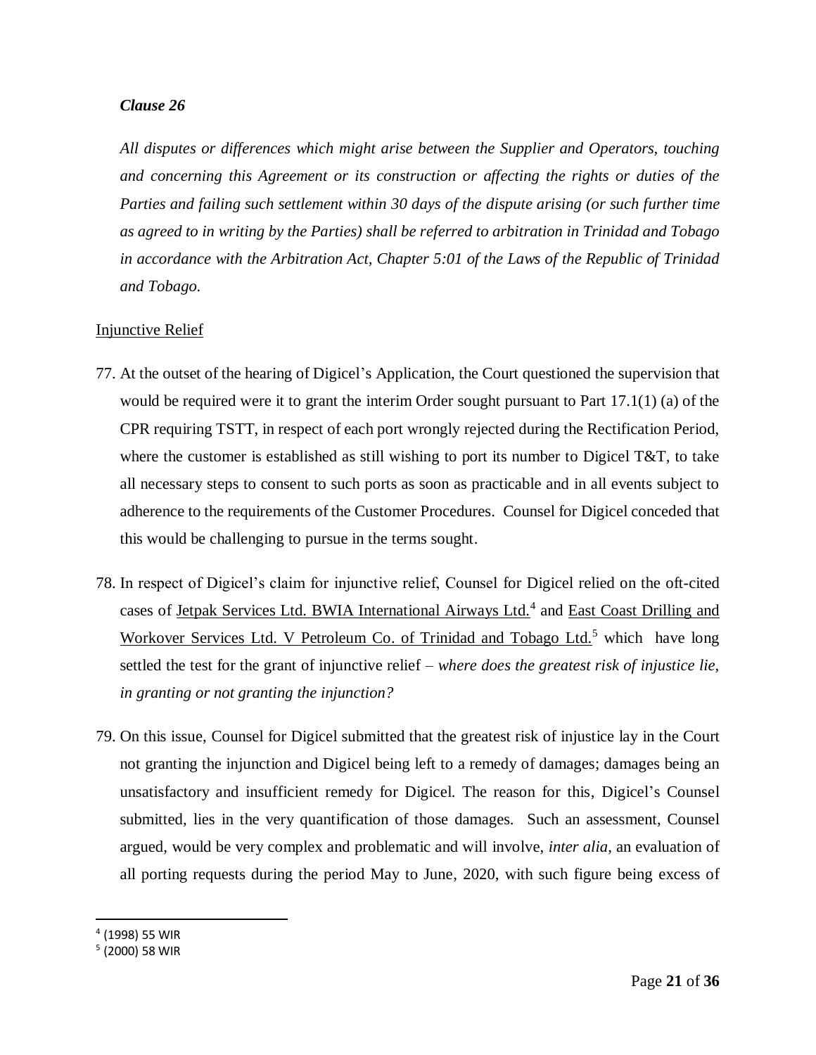***Clause 26***

*All disputes or differences which might arise between the Supplier and Operators, touching and concerning this Agreement or its construction or affecting the rights or duties of the Parties and failing such settlement within 30 days of the dispute arising (or such further time as agreed to in writing by the Parties) shall be referred to arbitration in Trinidad and Tobago in accordance with the Arbitration Act, Chapter 5:01 of the Laws of the Republic of Trinidad and Tobago.*

Injunctive Relief

77. At the outset of the hearing of Digicel's Application, the Court questioned the supervision that would be required were it to grant the interim Order sought pursuant to Part 17.1(1) (a) of the CPR requiring TSTT, in respect of each port wrongly rejected during the Rectification Period, where the customer is established as still wishing to port its number to Digicel T&T, to take all necessary steps to consent to such ports as soon as practicable and in all events subject to adherence to the requirements of the Customer Procedures. Counsel for Digicel conceded that this would be challenging to pursue in the terms sought.

78. In respect of Digicel's claim for injunctive relief, Counsel for Digicel relied on the oft-cited cases of Jetpak Services Ltd. BWIA International Airways Ltd.[4] and East Coast Drilling and Workover Services Ltd. V Petroleum Co. of Trinidad and Tobago Ltd.[5] which have long settled the test for the grant of injunctive relief – *where does the greatest risk of injustice lie, in granting or not granting the injunction?*

79. On this issue, Counsel for Digicel submitted that the greatest risk of injustice lay in the Court not granting the injunction and Digicel being left to a remedy of damages; damages being an unsatisfactory and insufficient remedy for Digicel. The reason for this, Digicel's Counsel submitted, lies in the very quantification of those damages. Such an assessment, Counsel argued, would be very complex and problematic and will involve, *inter alia*, an evaluation of all porting requests during the period May to June, 2020, with such figure being excess of

---

[4] (1998) 55 WIR

[5] (2000) 58 WIR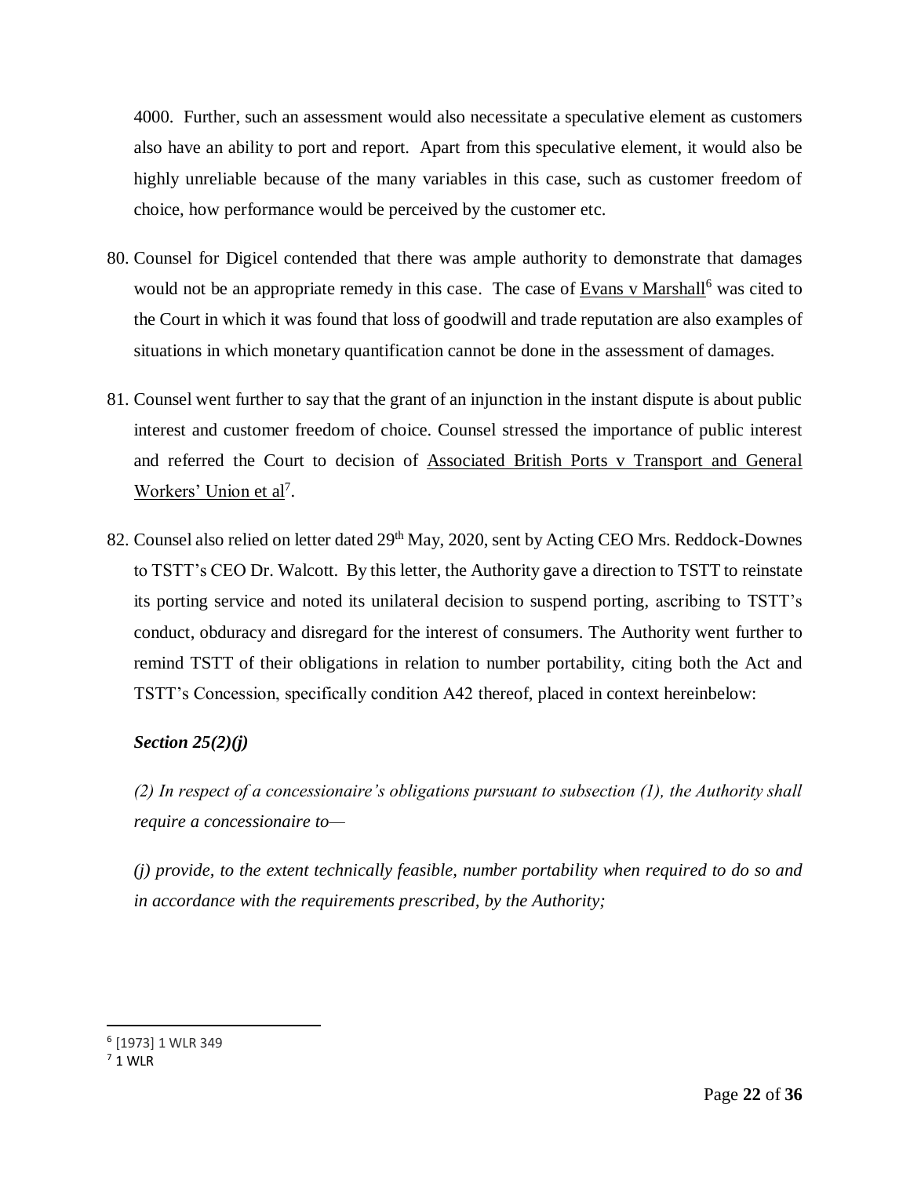4000. Further, such an assessment would also necessitate a speculative element as customers also have an ability to port and report. Apart from this speculative element, it would also be highly unreliable because of the many variables in this case, such as customer freedom of choice, how performance would be perceived by the customer etc.

80. Counsel for Digicel contended that there was ample authority to demonstrate that damages would not be an appropriate remedy in this case. The case of Evans v Marshall[6] was cited to the Court in which it was found that loss of goodwill and trade reputation are also examples of situations in which monetary quantification cannot be done in the assessment of damages.

81. Counsel went further to say that the grant of an injunction in the instant dispute is about public interest and customer freedom of choice. Counsel stressed the importance of public interest and referred the Court to decision of Associated British Ports v Transport and General Workers' Union et al[7].

82. Counsel also relied on letter dated 29th May, 2020, sent by Acting CEO Mrs. Reddock-Downes to TSTT's CEO Dr. Walcott. By this letter, the Authority gave a direction to TSTT to reinstate its porting service and noted its unilateral decision to suspend porting, ascribing to TSTT's conduct, obduracy and disregard for the interest of consumers. The Authority went further to remind TSTT of their obligations in relation to number portability, citing both the Act and TSTT's Concession, specifically condition A42 thereof, placed in context hereinbelow:

***Section 25(2)(j)***

*(2) In respect of a concessionaire's obligations pursuant to subsection (1), the Authority shall require a concessionaire to—*

*(j) provide, to the extent technically feasible, number portability when required to do so and in accordance with the requirements prescribed, by the Authority;*

---

[6] [1973] 1 WLR 349

[7] 1 WLR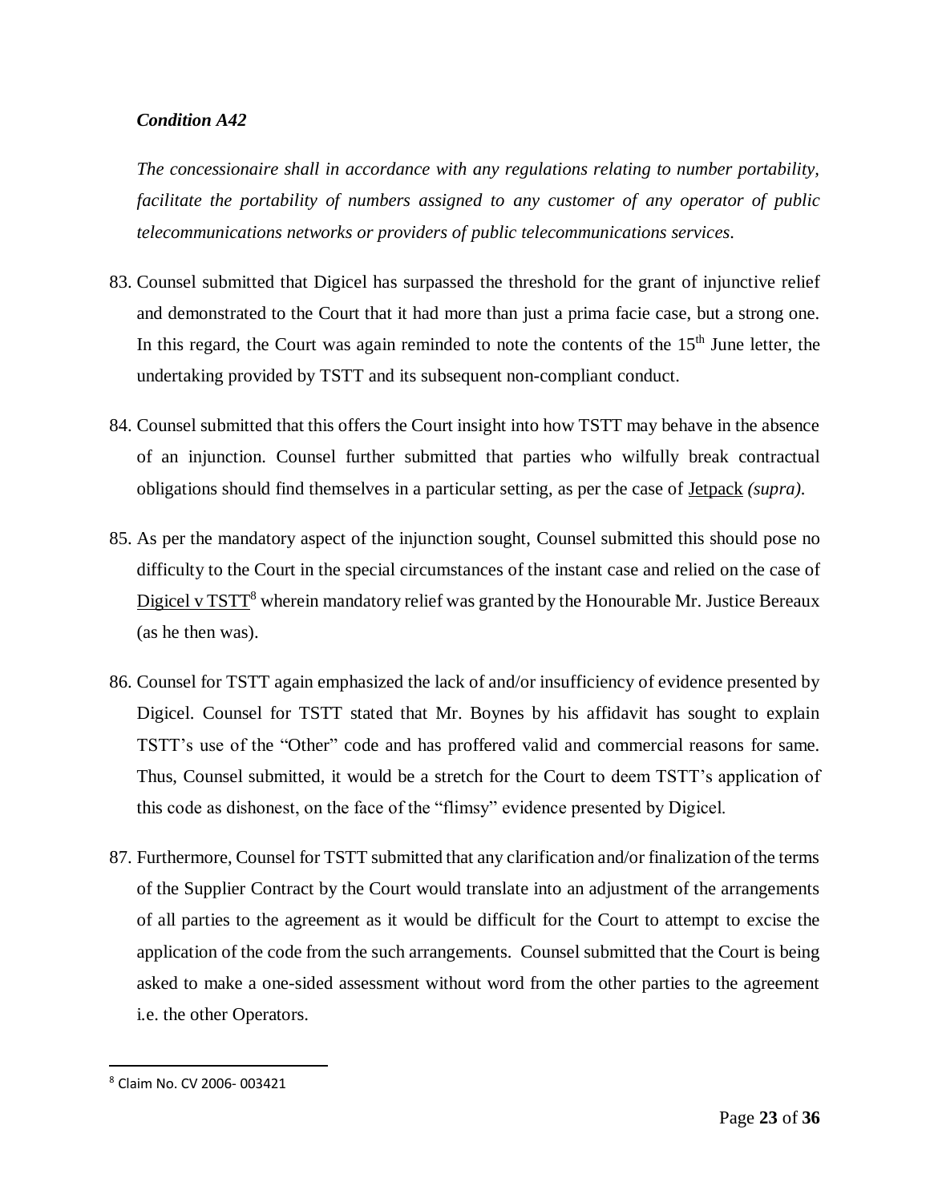***Condition A42***

*The concessionaire shall in accordance with any regulations relating to number portability, facilitate the portability of numbers assigned to any customer of any operator of public telecommunications networks or providers of public telecommunications services.*

83. Counsel submitted that Digicel has surpassed the threshold for the grant of injunctive relief and demonstrated to the Court that it had more than just a prima facie case, but a strong one. In this regard, the Court was again reminded to note the contents of the 15th June letter, the undertaking provided by TSTT and its subsequent non-compliant conduct.

84. Counsel submitted that this offers the Court insight into how TSTT may behave in the absence of an injunction. Counsel further submitted that parties who wilfully break contractual obligations should find themselves in a particular setting, as per the case of Jetpack *(supra)*.

85. As per the mandatory aspect of the injunction sought, Counsel submitted this should pose no difficulty to the Court in the special circumstances of the instant case and relied on the case of Digicel v TSTT[8] wherein mandatory relief was granted by the Honourable Mr. Justice Bereaux (as he then was).

86. Counsel for TSTT again emphasized the lack of and/or insufficiency of evidence presented by Digicel. Counsel for TSTT stated that Mr. Boynes by his affidavit has sought to explain TSTT's use of the "Other" code and has proffered valid and commercial reasons for same. Thus, Counsel submitted, it would be a stretch for the Court to deem TSTT's application of this code as dishonest, on the face of the "flimsy" evidence presented by Digicel.

87. Furthermore, Counsel for TSTT submitted that any clarification and/or finalization of the terms of the Supplier Contract by the Court would translate into an adjustment of the arrangements of all parties to the agreement as it would be difficult for the Court to attempt to excise the application of the code from the such arrangements. Counsel submitted that the Court is being asked to make a one-sided assessment without word from the other parties to the agreement i.e. the other Operators.

[8] Claim No. CV 2006- 003421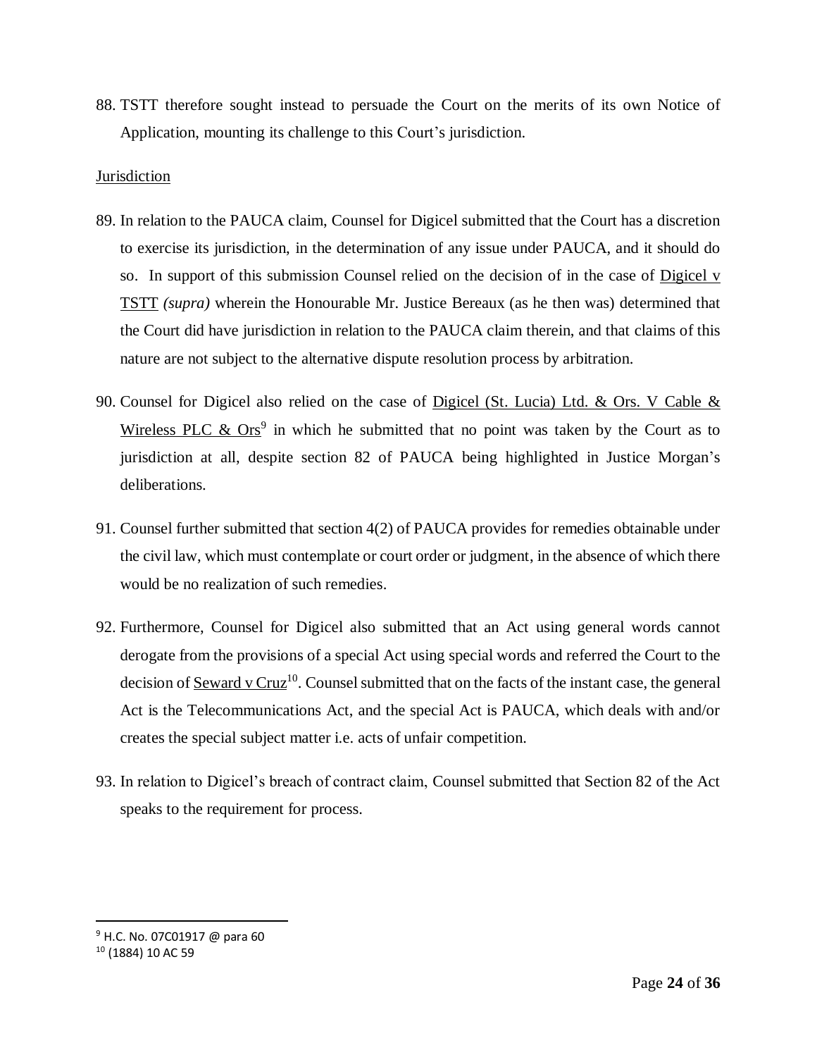88. TSTT therefore sought instead to persuade the Court on the merits of its own Notice of Application, mounting its challenge to this Court's jurisdiction.

Jurisdiction

89. In relation to the PAUCA claim, Counsel for Digicel submitted that the Court has a discretion to exercise its jurisdiction, in the determination of any issue under PAUCA, and it should do so. In support of this submission Counsel relied on the decision of in the case of Digicel v TSTT *(supra)* wherein the Honourable Mr. Justice Bereaux (as he then was) determined that the Court did have jurisdiction in relation to the PAUCA claim therein, and that claims of this nature are not subject to the alternative dispute resolution process by arbitration.

90. Counsel for Digicel also relied on the case of Digicel (St. Lucia) Ltd. & Ors. V Cable & Wireless PLC & Ors[9] in which he submitted that no point was taken by the Court as to jurisdiction at all, despite section 82 of PAUCA being highlighted in Justice Morgan's deliberations.

91. Counsel further submitted that section 4(2) of PAUCA provides for remedies obtainable under the civil law, which must contemplate or court order or judgment, in the absence of which there would be no realization of such remedies.

92. Furthermore, Counsel for Digicel also submitted that an Act using general words cannot derogate from the provisions of a special Act using special words and referred the Court to the decision of Seward v Cruz[10]. Counsel submitted that on the facts of the instant case, the general Act is the Telecommunications Act, and the special Act is PAUCA, which deals with and/or creates the special subject matter i.e. acts of unfair competition.

93. In relation to Digicel's breach of contract claim, Counsel submitted that Section 82 of the Act speaks to the requirement for process.

---

[9] H.C. No. 07C01917 @ para 60

[10] (1884) 10 AC 59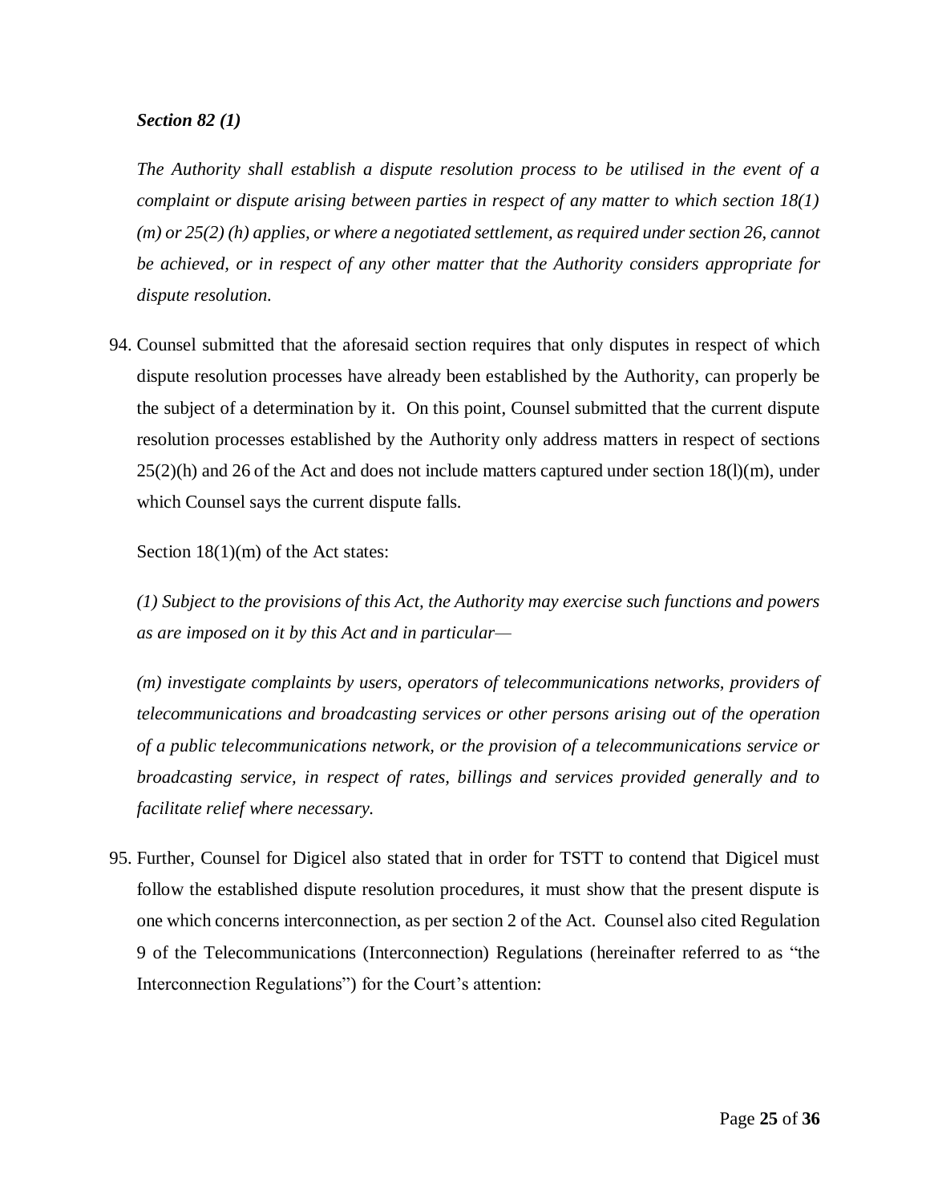***Section 82 (1)***

*The Authority shall establish a dispute resolution process to be utilised in the event of a complaint or dispute arising between parties in respect of any matter to which section 18(1) (m) or 25(2) (h) applies, or where a negotiated settlement, as required under section 26, cannot be achieved, or in respect of any other matter that the Authority considers appropriate for dispute resolution.*

94. Counsel submitted that the aforesaid section requires that only disputes in respect of which dispute resolution processes have already been established by the Authority, can properly be the subject of a determination by it. On this point, Counsel submitted that the current dispute resolution processes established by the Authority only address matters in respect of sections 25(2)(h) and 26 of the Act and does not include matters captured under section 18(l)(m), under which Counsel says the current dispute falls.

Section 18(1)(m) of the Act states:

*(1) Subject to the provisions of this Act, the Authority may exercise such functions and powers as are imposed on it by this Act and in particular—*

*(m) investigate complaints by users, operators of telecommunications networks, providers of telecommunications and broadcasting services or other persons arising out of the operation of a public telecommunications network, or the provision of a telecommunications service or broadcasting service, in respect of rates, billings and services provided generally and to facilitate relief where necessary.*

95. Further, Counsel for Digicel also stated that in order for TSTT to contend that Digicel must follow the established dispute resolution procedures, it must show that the present dispute is one which concerns interconnection, as per section 2 of the Act. Counsel also cited Regulation 9 of the Telecommunications (Interconnection) Regulations (hereinafter referred to as "the Interconnection Regulations") for the Court's attention: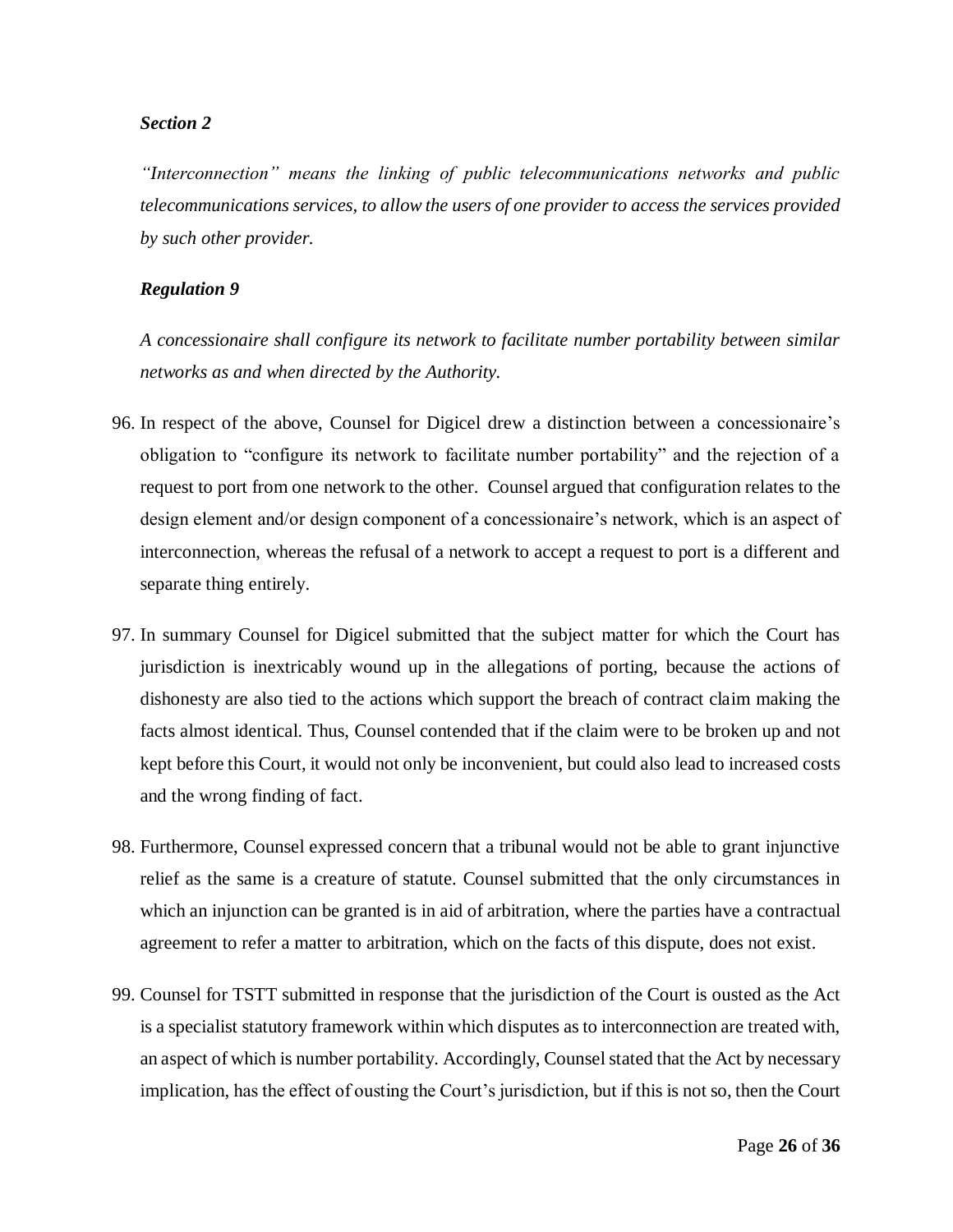***Section 2***

*"Interconnection" means the linking of public telecommunications networks and public telecommunications services, to allow the users of one provider to access the services provided by such other provider.*

***Regulation 9***

*A concessionaire shall configure its network to facilitate number portability between similar networks as and when directed by the Authority.*

96. In respect of the above, Counsel for Digicel drew a distinction between a concessionaire's obligation to "configure its network to facilitate number portability" and the rejection of a request to port from one network to the other. Counsel argued that configuration relates to the design element and/or design component of a concessionaire's network, which is an aspect of interconnection, whereas the refusal of a network to accept a request to port is a different and separate thing entirely.

97. In summary Counsel for Digicel submitted that the subject matter for which the Court has jurisdiction is inextricably wound up in the allegations of porting, because the actions of dishonesty are also tied to the actions which support the breach of contract claim making the facts almost identical. Thus, Counsel contended that if the claim were to be broken up and not kept before this Court, it would not only be inconvenient, but could also lead to increased costs and the wrong finding of fact.

98. Furthermore, Counsel expressed concern that a tribunal would not be able to grant injunctive relief as the same is a creature of statute. Counsel submitted that the only circumstances in which an injunction can be granted is in aid of arbitration, where the parties have a contractual agreement to refer a matter to arbitration, which on the facts of this dispute, does not exist.

99. Counsel for TSTT submitted in response that the jurisdiction of the Court is ousted as the Act is a specialist statutory framework within which disputes as to interconnection are treated with, an aspect of which is number portability. Accordingly, Counsel stated that the Act by necessary implication, has the effect of ousting the Court's jurisdiction, but if this is not so, then the Court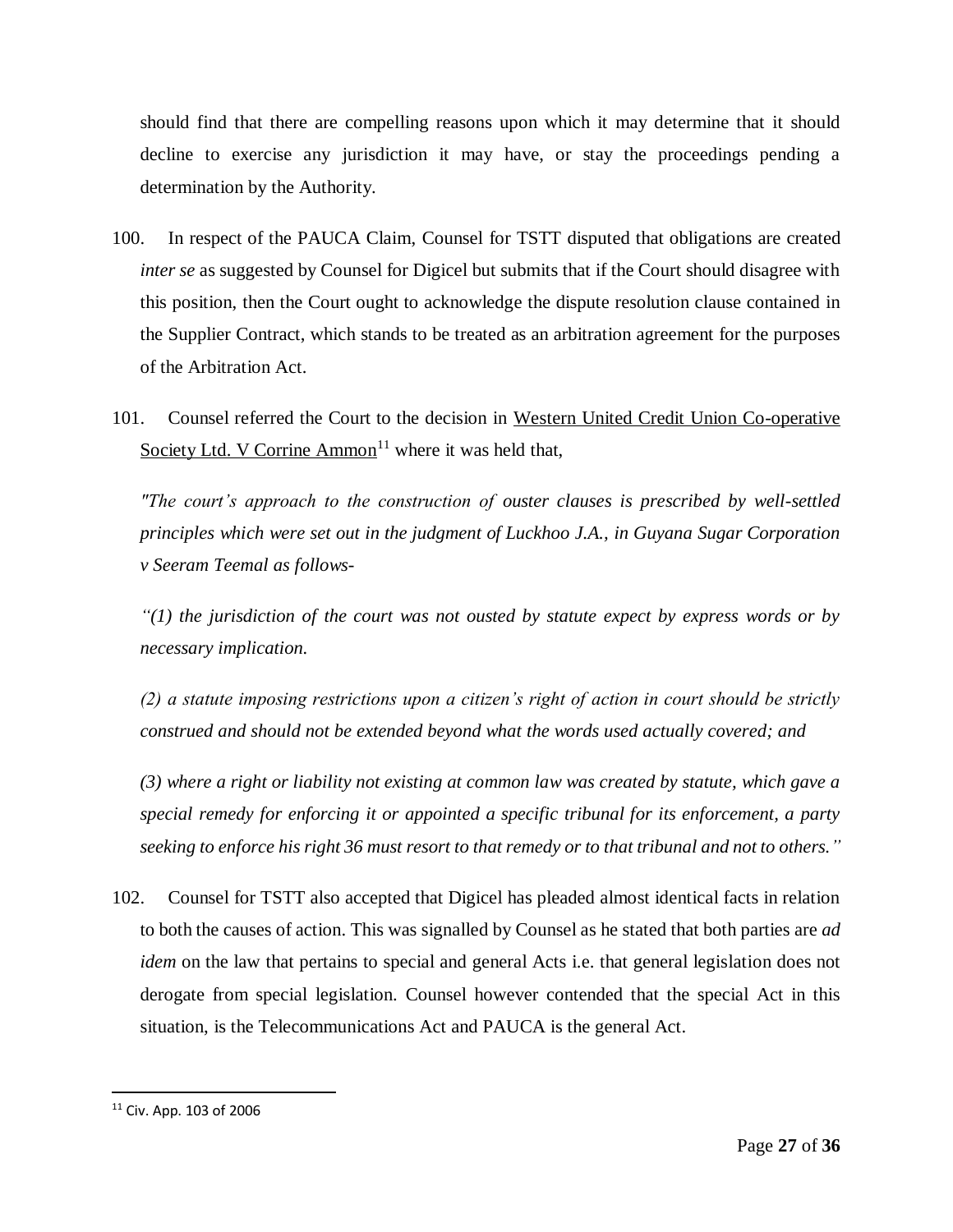should find that there are compelling reasons upon which it may determine that it should decline to exercise any jurisdiction it may have, or stay the proceedings pending a determination by the Authority.

100. In respect of the PAUCA Claim, Counsel for TSTT disputed that obligations are created *inter se* as suggested by Counsel for Digicel but submits that if the Court should disagree with this position, then the Court ought to acknowledge the dispute resolution clause contained in the Supplier Contract, which stands to be treated as an arbitration agreement for the purposes of the Arbitration Act.

101. Counsel referred the Court to the decision in Western United Credit Union Co-operative Society Ltd. V Corrine Ammon[11] where it was held that,

*"The court's approach to the construction of ouster clauses is prescribed by well-settled principles which were set out in the judgment of Luckhoo J.A., in Guyana Sugar Corporation v Seeram Teemal as follows-*

*"(1) the jurisdiction of the court was not ousted by statute expect by express words or by necessary implication.*

*(2) a statute imposing restrictions upon a citizen's right of action in court should be strictly construed and should not be extended beyond what the words used actually covered; and*

*(3) where a right or liability not existing at common law was created by statute, which gave a special remedy for enforcing it or appointed a specific tribunal for its enforcement, a party seeking to enforce his right 36 must resort to that remedy or to that tribunal and not to others."*

102. Counsel for TSTT also accepted that Digicel has pleaded almost identical facts in relation to both the causes of action. This was signalled by Counsel as he stated that both parties are *ad idem* on the law that pertains to special and general Acts i.e. that general legislation does not derogate from special legislation. Counsel however contended that the special Act in this situation, is the Telecommunications Act and PAUCA is the general Act.

[11] Civ. App. 103 of 2006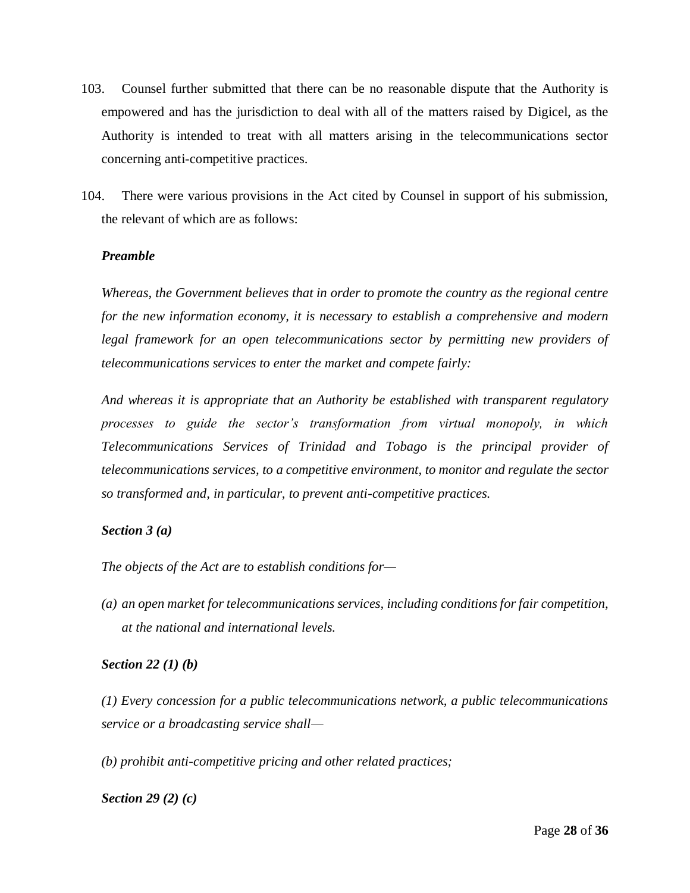103. Counsel further submitted that there can be no reasonable dispute that the Authority is empowered and has the jurisdiction to deal with all of the matters raised by Digicel, as the Authority is intended to treat with all matters arising in the telecommunications sector concerning anti-competitive practices.

104. There were various provisions in the Act cited by Counsel in support of his submission, the relevant of which are as follows:

***Preamble***

*Whereas, the Government believes that in order to promote the country as the regional centre for the new information economy, it is necessary to establish a comprehensive and modern legal framework for an open telecommunications sector by permitting new providers of telecommunications services to enter the market and compete fairly:*

*And whereas it is appropriate that an Authority be established with transparent regulatory processes to guide the sector's transformation from virtual monopoly, in which Telecommunications Services of Trinidad and Tobago is the principal provider of telecommunications services, to a competitive environment, to monitor and regulate the sector so transformed and, in particular, to prevent anti-competitive practices.*

***Section 3 (a)***

*The objects of the Act are to establish conditions for—*

*(a) an open market for telecommunications services, including conditions for fair competition, at the national and international levels.*

***Section 22 (1) (b)***

*(1) Every concession for a public telecommunications network, a public telecommunications service or a broadcasting service shall—*

*(b) prohibit anti-competitive pricing and other related practices;*

***Section 29 (2) (c)***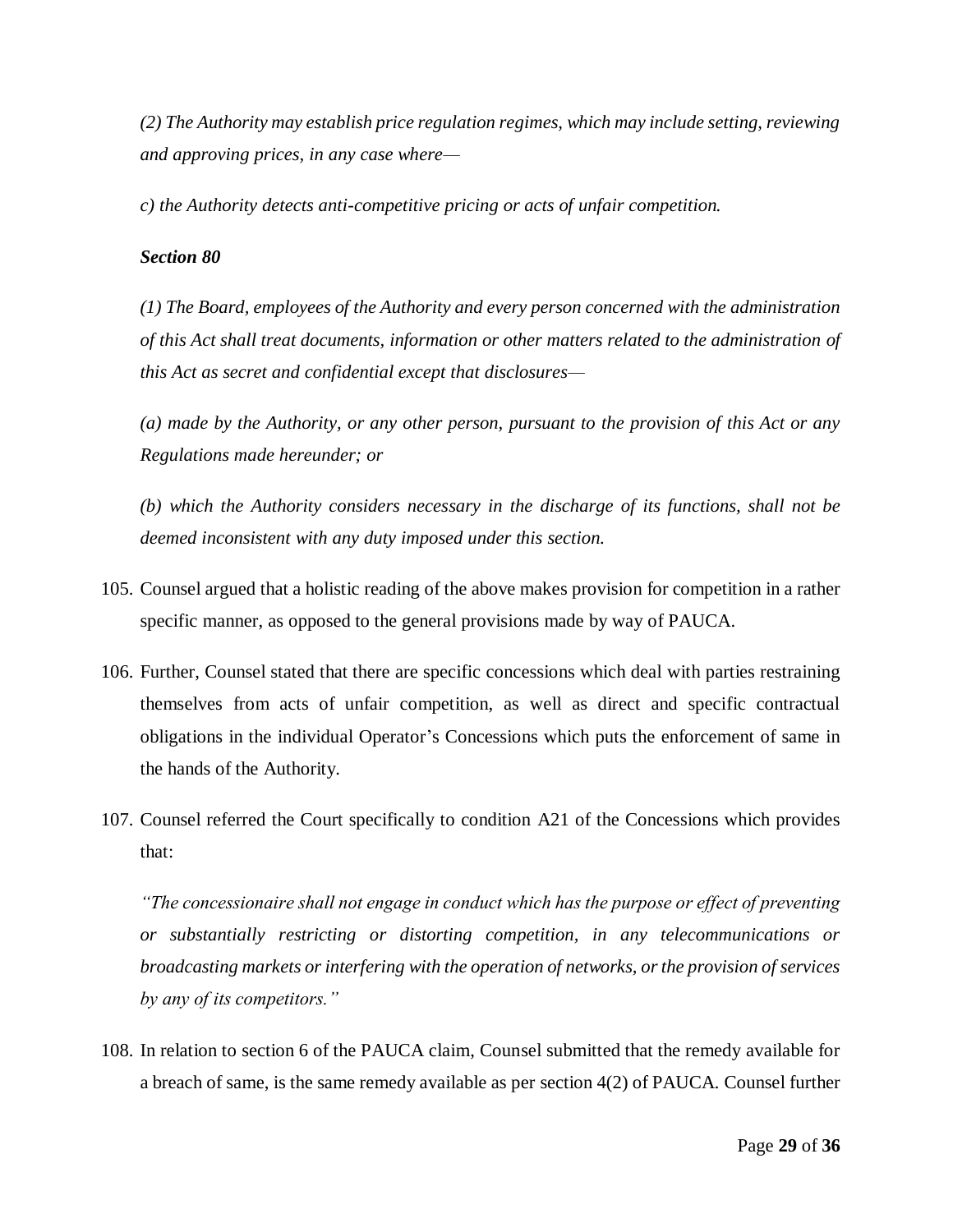*(2) The Authority may establish price regulation regimes, which may include setting, reviewing and approving prices, in any case where—*

*c) the Authority detects anti-competitive pricing or acts of unfair competition.*

***Section 80***

*(1) The Board, employees of the Authority and every person concerned with the administration of this Act shall treat documents, information or other matters related to the administration of this Act as secret and confidential except that disclosures—*

*(a) made by the Authority, or any other person, pursuant to the provision of this Act or any Regulations made hereunder; or*

*(b) which the Authority considers necessary in the discharge of its functions, shall not be deemed inconsistent with any duty imposed under this section.*

105. Counsel argued that a holistic reading of the above makes provision for competition in a rather specific manner, as opposed to the general provisions made by way of PAUCA.

106. Further, Counsel stated that there are specific concessions which deal with parties restraining themselves from acts of unfair competition, as well as direct and specific contractual obligations in the individual Operator's Concessions which puts the enforcement of same in the hands of the Authority.

107. Counsel referred the Court specifically to condition A21 of the Concessions which provides that:

*"The concessionaire shall not engage in conduct which has the purpose or effect of preventing or substantially restricting or distorting competition, in any telecommunications or broadcasting markets or interfering with the operation of networks, or the provision of services by any of its competitors."*

108. In relation to section 6 of the PAUCA claim, Counsel submitted that the remedy available for a breach of same, is the same remedy available as per section 4(2) of PAUCA. Counsel further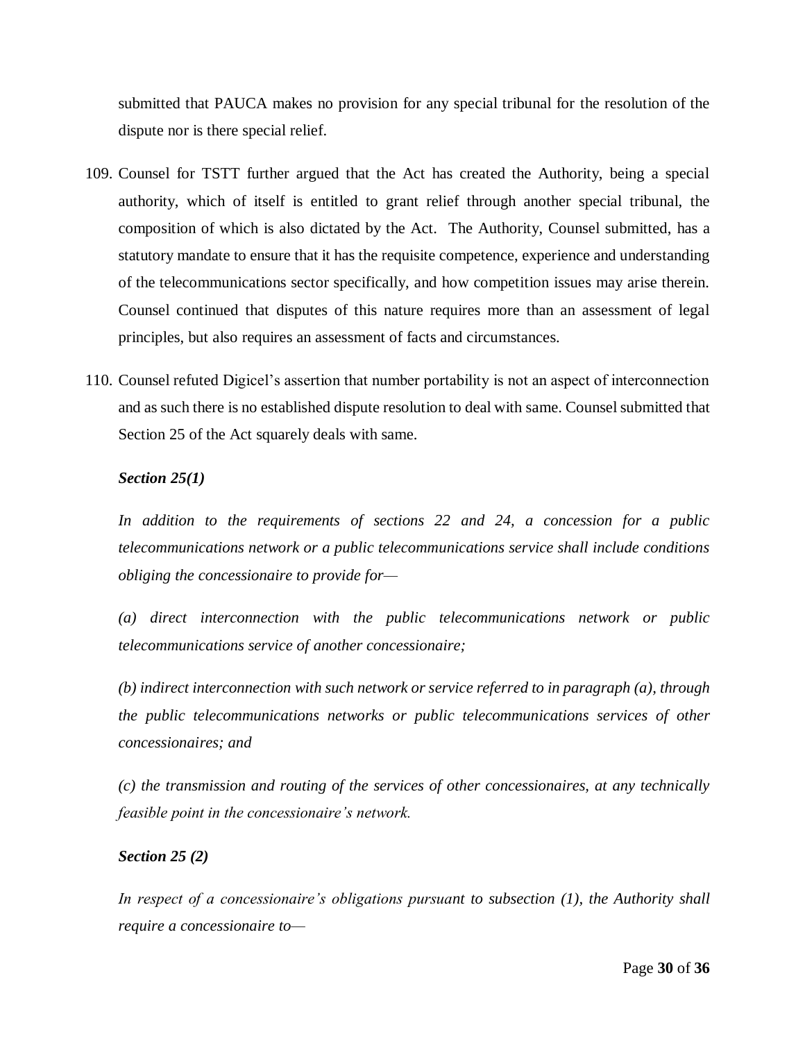submitted that PAUCA makes no provision for any special tribunal for the resolution of the dispute nor is there special relief.

109. Counsel for TSTT further argued that the Act has created the Authority, being a special authority, which of itself is entitled to grant relief through another special tribunal, the composition of which is also dictated by the Act. The Authority, Counsel submitted, has a statutory mandate to ensure that it has the requisite competence, experience and understanding of the telecommunications sector specifically, and how competition issues may arise therein. Counsel continued that disputes of this nature requires more than an assessment of legal principles, but also requires an assessment of facts and circumstances.

110. Counsel refuted Digicel's assertion that number portability is not an aspect of interconnection and as such there is no established dispute resolution to deal with same. Counsel submitted that Section 25 of the Act squarely deals with same.

***Section 25(1)***

*In addition to the requirements of sections 22 and 24, a concession for a public telecommunications network or a public telecommunications service shall include conditions obliging the concessionaire to provide for—*

*(a) direct interconnection with the public telecommunications network or public telecommunications service of another concessionaire;*

*(b) indirect interconnection with such network or service referred to in paragraph (a), through the public telecommunications networks or public telecommunications services of other concessionaires; and*

*(c) the transmission and routing of the services of other concessionaires, at any technically feasible point in the concessionaire's network.*

***Section 25 (2)***

*In respect of a concessionaire's obligations pursuant to subsection (1), the Authority shall require a concessionaire to—*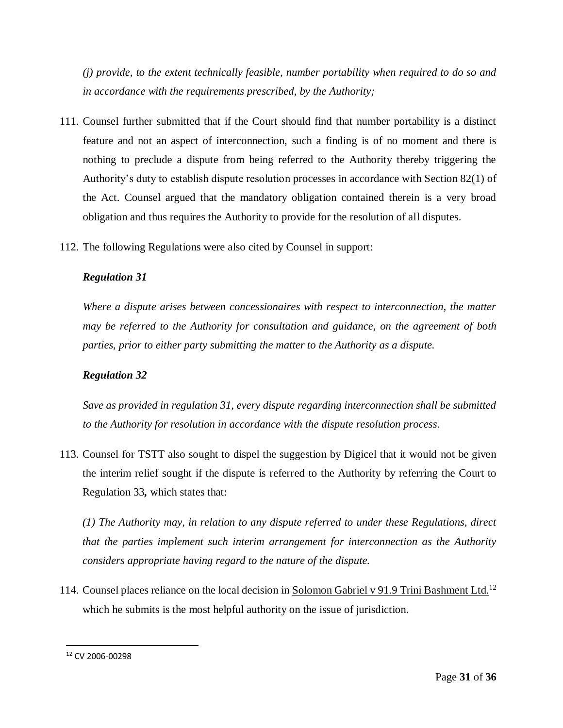*(j) provide, to the extent technically feasible, number portability when required to do so and in accordance with the requirements prescribed, by the Authority;*

111. Counsel further submitted that if the Court should find that number portability is a distinct feature and not an aspect of interconnection, such a finding is of no moment and there is nothing to preclude a dispute from being referred to the Authority thereby triggering the Authority's duty to establish dispute resolution processes in accordance with Section 82(1) of the Act. Counsel argued that the mandatory obligation contained therein is a very broad obligation and thus requires the Authority to provide for the resolution of all disputes.

112. The following Regulations were also cited by Counsel in support:

***Regulation 31***

*Where a dispute arises between concessionaires with respect to interconnection, the matter may be referred to the Authority for consultation and guidance, on the agreement of both parties, prior to either party submitting the matter to the Authority as a dispute.*

***Regulation 32***

*Save as provided in regulation 31, every dispute regarding interconnection shall be submitted to the Authority for resolution in accordance with the dispute resolution process.*

113. Counsel for TSTT also sought to dispel the suggestion by Digicel that it would not be given the interim relief sought if the dispute is referred to the Authority by referring the Court to Regulation 33**,** which states that:

*(1) The Authority may, in relation to any dispute referred to under these Regulations, direct that the parties implement such interim arrangement for interconnection as the Authority considers appropriate having regard to the nature of the dispute.*

114. Counsel places reliance on the local decision in Solomon Gabriel v 91.9 Trini Bashment Ltd.[12] which he submits is the most helpful authority on the issue of jurisdiction.

[12] CV 2006-00298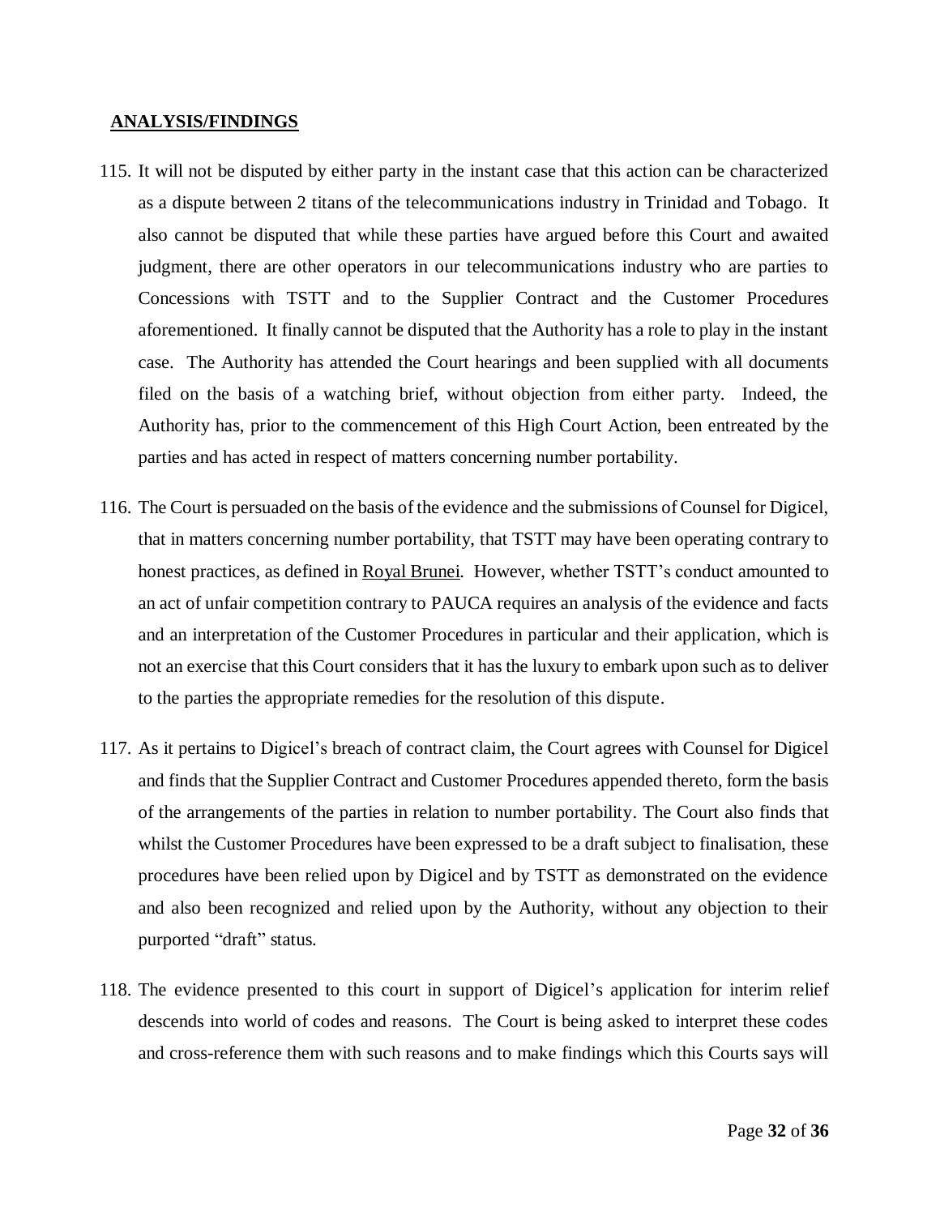## ANALYSIS/FINDINGS

115. It will not be disputed by either party in the instant case that this action can be characterized as a dispute between 2 titans of the telecommunications industry in Trinidad and Tobago. It also cannot be disputed that while these parties have argued before this Court and awaited judgment, there are other operators in our telecommunications industry who are parties to Concessions with TSTT and to the Supplier Contract and the Customer Procedures aforementioned. It finally cannot be disputed that the Authority has a role to play in the instant case. The Authority has attended the Court hearings and been supplied with all documents filed on the basis of a watching brief, without objection from either party. Indeed, the Authority has, prior to the commencement of this High Court Action, been entreated by the parties and has acted in respect of matters concerning number portability.

116. The Court is persuaded on the basis of the evidence and the submissions of Counsel for Digicel, that in matters concerning number portability, that TSTT may have been operating contrary to honest practices, as defined in Royal Brunei. However, whether TSTT's conduct amounted to an act of unfair competition contrary to PAUCA requires an analysis of the evidence and facts and an interpretation of the Customer Procedures in particular and their application, which is not an exercise that this Court considers that it has the luxury to embark upon such as to deliver to the parties the appropriate remedies for the resolution of this dispute.

117. As it pertains to Digicel's breach of contract claim, the Court agrees with Counsel for Digicel and finds that the Supplier Contract and Customer Procedures appended thereto, form the basis of the arrangements of the parties in relation to number portability. The Court also finds that whilst the Customer Procedures have been expressed to be a draft subject to finalisation, these procedures have been relied upon by Digicel and by TSTT as demonstrated on the evidence and also been recognized and relied upon by the Authority, without any objection to their purported "draft" status.

118. The evidence presented to this court in support of Digicel's application for interim relief descends into world of codes and reasons. The Court is being asked to interpret these codes and cross-reference them with such reasons and to make findings which this Courts says will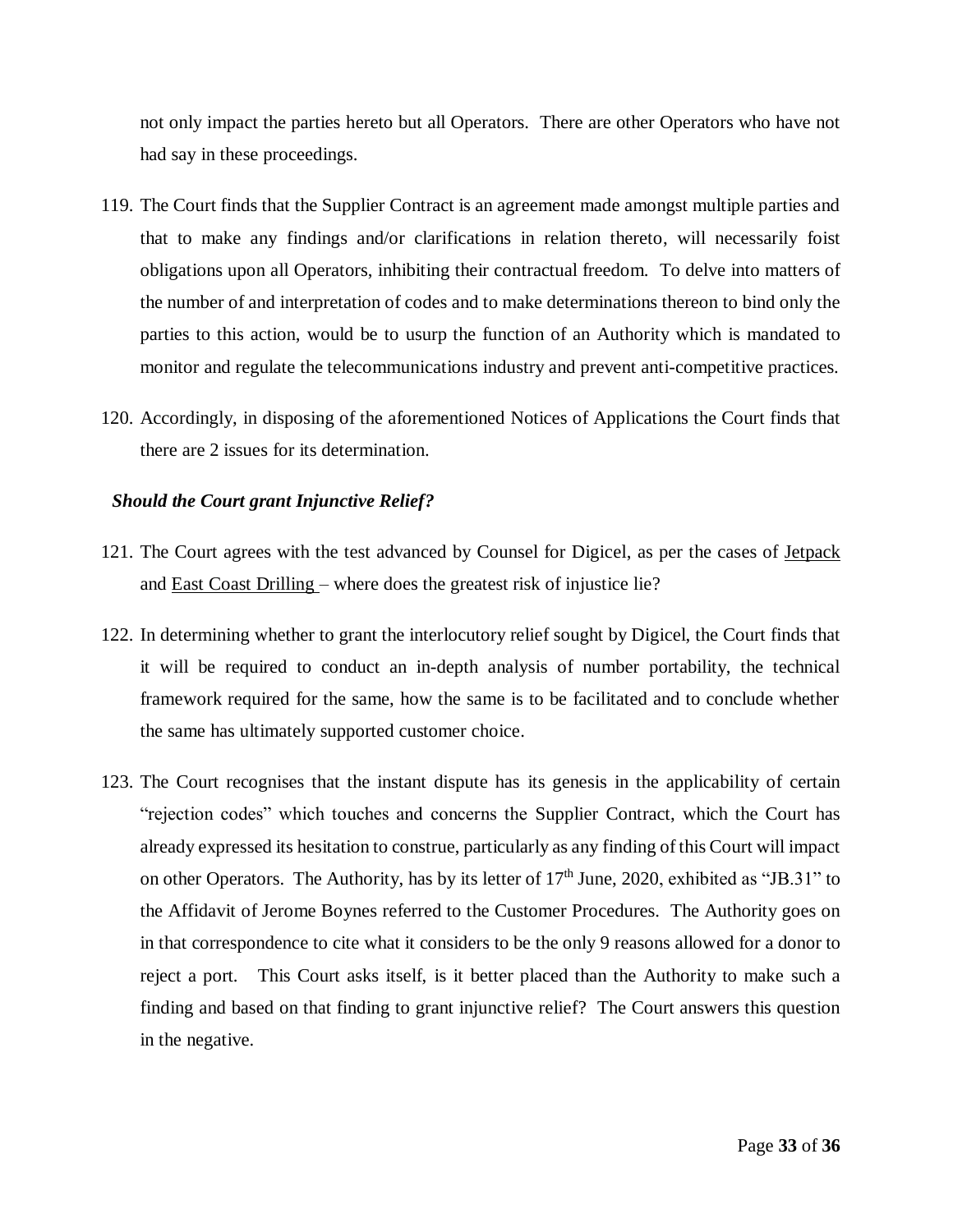not only impact the parties hereto but all Operators. There are other Operators who have not had say in these proceedings.

119. The Court finds that the Supplier Contract is an agreement made amongst multiple parties and that to make any findings and/or clarifications in relation thereto, will necessarily foist obligations upon all Operators, inhibiting their contractual freedom. To delve into matters of the number of and interpretation of codes and to make determinations thereon to bind only the parties to this action, would be to usurp the function of an Authority which is mandated to monitor and regulate the telecommunications industry and prevent anti-competitive practices.

120. Accordingly, in disposing of the aforementioned Notices of Applications the Court finds that there are 2 issues for its determination.

***Should the Court grant Injunctive Relief?***

121. The Court agrees with the test advanced by Counsel for Digicel, as per the cases of Jetpack and East Coast Drilling – where does the greatest risk of injustice lie?

122. In determining whether to grant the interlocutory relief sought by Digicel, the Court finds that it will be required to conduct an in-depth analysis of number portability, the technical framework required for the same, how the same is to be facilitated and to conclude whether the same has ultimately supported customer choice.

123. The Court recognises that the instant dispute has its genesis in the applicability of certain "rejection codes" which touches and concerns the Supplier Contract, which the Court has already expressed its hesitation to construe, particularly as any finding of this Court will impact on other Operators. The Authority, has by its letter of 17th June, 2020, exhibited as "JB.31" to the Affidavit of Jerome Boynes referred to the Customer Procedures. The Authority goes on in that correspondence to cite what it considers to be the only 9 reasons allowed for a donor to reject a port. This Court asks itself, is it better placed than the Authority to make such a finding and based on that finding to grant injunctive relief? The Court answers this question in the negative.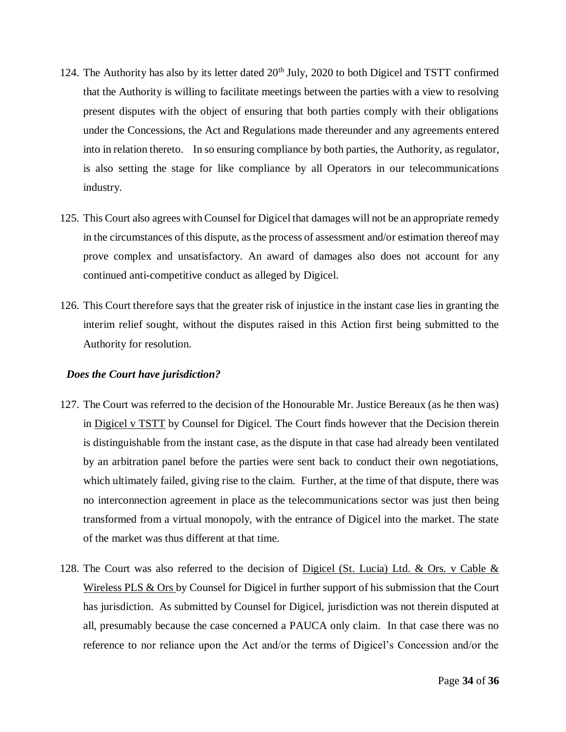124. The Authority has also by its letter dated 20th July, 2020 to both Digicel and TSTT confirmed that the Authority is willing to facilitate meetings between the parties with a view to resolving present disputes with the object of ensuring that both parties comply with their obligations under the Concessions, the Act and Regulations made thereunder and any agreements entered into in relation thereto. In so ensuring compliance by both parties, the Authority, as regulator, is also setting the stage for like compliance by all Operators in our telecommunications industry.

125. This Court also agrees with Counsel for Digicel that damages will not be an appropriate remedy in the circumstances of this dispute, as the process of assessment and/or estimation thereof may prove complex and unsatisfactory. An award of damages also does not account for any continued anti-competitive conduct as alleged by Digicel.

126. This Court therefore says that the greater risk of injustice in the instant case lies in granting the interim relief sought, without the disputes raised in this Action first being submitted to the Authority for resolution.

***Does the Court have jurisdiction?***

127. The Court was referred to the decision of the Honourable Mr. Justice Bereaux (as he then was) in Digicel v TSTT by Counsel for Digicel. The Court finds however that the Decision therein is distinguishable from the instant case, as the dispute in that case had already been ventilated by an arbitration panel before the parties were sent back to conduct their own negotiations, which ultimately failed, giving rise to the claim. Further, at the time of that dispute, there was no interconnection agreement in place as the telecommunications sector was just then being transformed from a virtual monopoly, with the entrance of Digicel into the market. The state of the market was thus different at that time.

128. The Court was also referred to the decision of Digicel (St. Lucia) Ltd. & Ors. v Cable & Wireless PLS & Ors by Counsel for Digicel in further support of his submission that the Court has jurisdiction. As submitted by Counsel for Digicel, jurisdiction was not therein disputed at all, presumably because the case concerned a PAUCA only claim. In that case there was no reference to nor reliance upon the Act and/or the terms of Digicel's Concession and/or the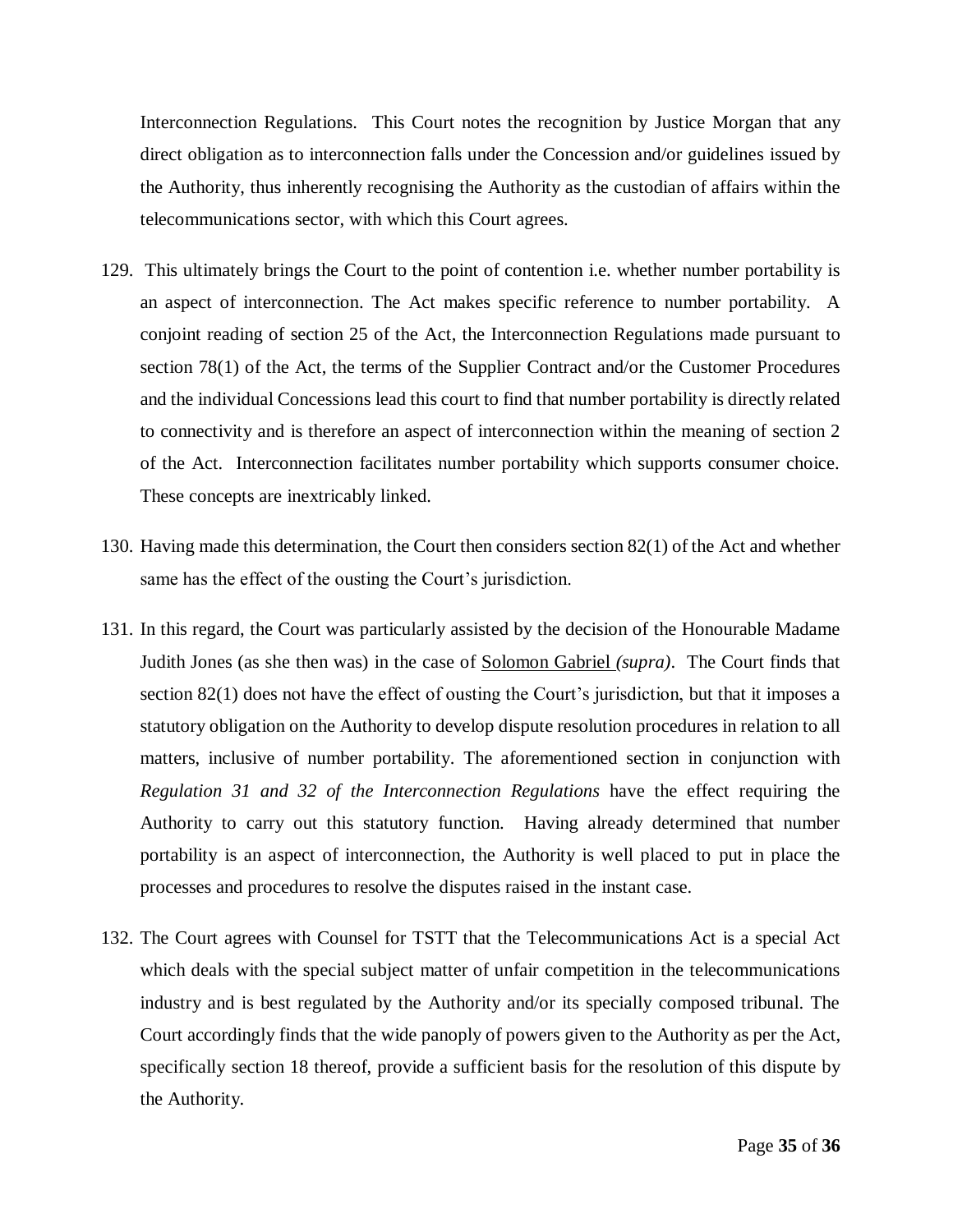Interconnection Regulations. This Court notes the recognition by Justice Morgan that any direct obligation as to interconnection falls under the Concession and/or guidelines issued by the Authority, thus inherently recognising the Authority as the custodian of affairs within the telecommunications sector, with which this Court agrees.

129. This ultimately brings the Court to the point of contention i.e. whether number portability is an aspect of interconnection. The Act makes specific reference to number portability. A conjoint reading of section 25 of the Act, the Interconnection Regulations made pursuant to section 78(1) of the Act, the terms of the Supplier Contract and/or the Customer Procedures and the individual Concessions lead this court to find that number portability is directly related to connectivity and is therefore an aspect of interconnection within the meaning of section 2 of the Act. Interconnection facilitates number portability which supports consumer choice. These concepts are inextricably linked.

130. Having made this determination, the Court then considers section 82(1) of the Act and whether same has the effect of the ousting the Court's jurisdiction.

131. In this regard, the Court was particularly assisted by the decision of the Honourable Madame Judith Jones (as she then was) in the case of Solomon Gabriel *(supra)*. The Court finds that section 82(1) does not have the effect of ousting the Court's jurisdiction, but that it imposes a statutory obligation on the Authority to develop dispute resolution procedures in relation to all matters, inclusive of number portability. The aforementioned section in conjunction with *Regulation 31 and 32 of the Interconnection Regulations* have the effect requiring the Authority to carry out this statutory function. Having already determined that number portability is an aspect of interconnection, the Authority is well placed to put in place the processes and procedures to resolve the disputes raised in the instant case.

132. The Court agrees with Counsel for TSTT that the Telecommunications Act is a special Act which deals with the special subject matter of unfair competition in the telecommunications industry and is best regulated by the Authority and/or its specially composed tribunal. The Court accordingly finds that the wide panoply of powers given to the Authority as per the Act, specifically section 18 thereof, provide a sufficient basis for the resolution of this dispute by the Authority.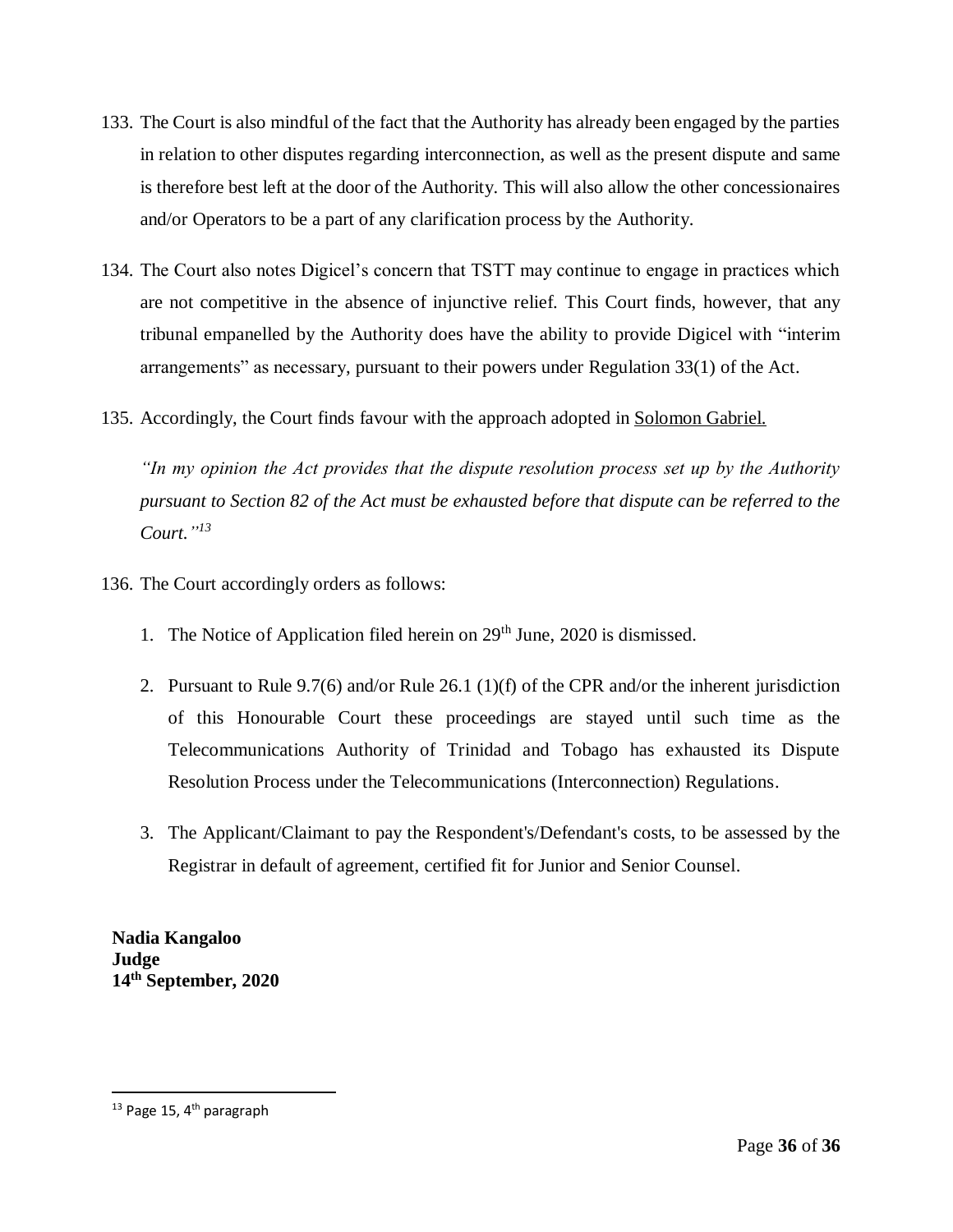133. The Court is also mindful of the fact that the Authority has already been engaged by the parties in relation to other disputes regarding interconnection, as well as the present dispute and same is therefore best left at the door of the Authority. This will also allow the other concessionaires and/or Operators to be a part of any clarification process by the Authority.

134. The Court also notes Digicel's concern that TSTT may continue to engage in practices which are not competitive in the absence of injunctive relief. This Court finds, however, that any tribunal empanelled by the Authority does have the ability to provide Digicel with "interim arrangements" as necessary, pursuant to their powers under Regulation 33(1) of the Act.

135. Accordingly, the Court finds favour with the approach adopted in Solomon Gabriel.

*"In my opinion the Act provides that the dispute resolution process set up by the Authority pursuant to Section 82 of the Act must be exhausted before that dispute can be referred to the Court."*[13]

136. The Court accordingly orders as follows:

1. The Notice of Application filed herein on 29th June, 2020 is dismissed.

2. Pursuant to Rule 9.7(6) and/or Rule 26.1 (1)(f) of the CPR and/or the inherent jurisdiction of this Honourable Court these proceedings are stayed until such time as the Telecommunications Authority of Trinidad and Tobago has exhausted its Dispute Resolution Process under the Telecommunications (Interconnection) Regulations.

3. The Applicant/Claimant to pay the Respondent's/Defendant's costs, to be assessed by the Registrar in default of agreement, certified fit for Junior and Senior Counsel.

**Nadia Kangaloo**
**Judge**
**14th September, 2020**

---

[13] Page 15, 4th paragraph